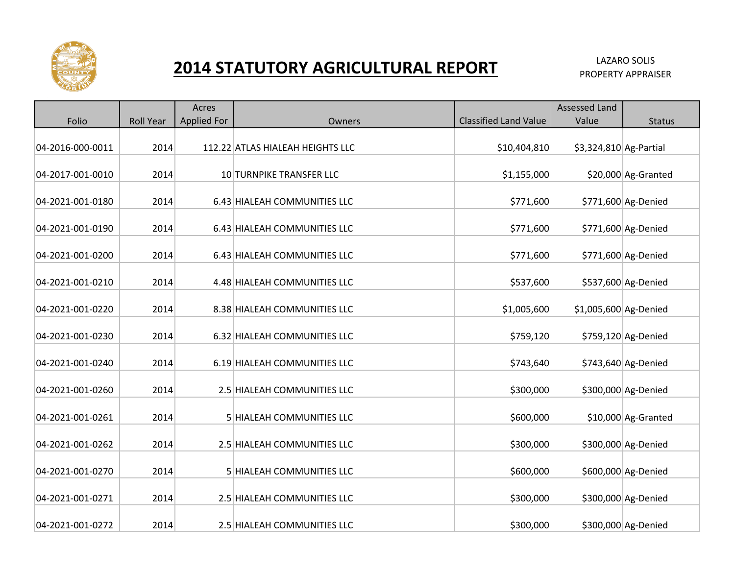# 2014 STATUTORY AGRICULTURAL REPORT

LAZARO SOLIS
PROPERTY APPRAISER

| Folio | Roll Year | Acres Applied For | Owners | Classified Land Value | Assessed Land Value | Status |
|---|---|---|---|---|---|---|
| 04-2016-000-0011 | 2014 | 112.22 | ATLAS HIALEAH HEIGHTS LLC | $10,404,810 | $3,324,810 | Ag-Partial |
| 04-2017-001-0010 | 2014 | 10 | TURNPIKE TRANSFER LLC | $1,155,000 | $20,000 | Ag-Granted |
| 04-2021-001-0180 | 2014 | 6.43 | HIALEAH COMMUNITIES LLC | $771,600 | $771,600 | Ag-Denied |
| 04-2021-001-0190 | 2014 | 6.43 | HIALEAH COMMUNITIES LLC | $771,600 | $771,600 | Ag-Denied |
| 04-2021-001-0200 | 2014 | 6.43 | HIALEAH COMMUNITIES LLC | $771,600 | $771,600 | Ag-Denied |
| 04-2021-001-0210 | 2014 | 4.48 | HIALEAH COMMUNITIES LLC | $537,600 | $537,600 | Ag-Denied |
| 04-2021-001-0220 | 2014 | 8.38 | HIALEAH COMMUNITIES LLC | $1,005,600 | $1,005,600 | Ag-Denied |
| 04-2021-001-0230 | 2014 | 6.32 | HIALEAH COMMUNITIES LLC | $759,120 | $759,120 | Ag-Denied |
| 04-2021-001-0240 | 2014 | 6.19 | HIALEAH COMMUNITIES LLC | $743,640 | $743,640 | Ag-Denied |
| 04-2021-001-0260 | 2014 | 2.5 | HIALEAH COMMUNITIES LLC | $300,000 | $300,000 | Ag-Denied |
| 04-2021-001-0261 | 2014 | 5 | HIALEAH COMMUNITIES LLC | $600,000 | $10,000 | Ag-Granted |
| 04-2021-001-0262 | 2014 | 2.5 | HIALEAH COMMUNITIES LLC | $300,000 | $300,000 | Ag-Denied |
| 04-2021-001-0270 | 2014 | 5 | HIALEAH COMMUNITIES LLC | $600,000 | $600,000 | Ag-Denied |
| 04-2021-001-0271 | 2014 | 2.5 | HIALEAH COMMUNITIES LLC | $300,000 | $300,000 | Ag-Denied |
| 04-2021-001-0272 | 2014 | 2.5 | HIALEAH COMMUNITIES LLC | $300,000 | $300,000 | Ag-Denied |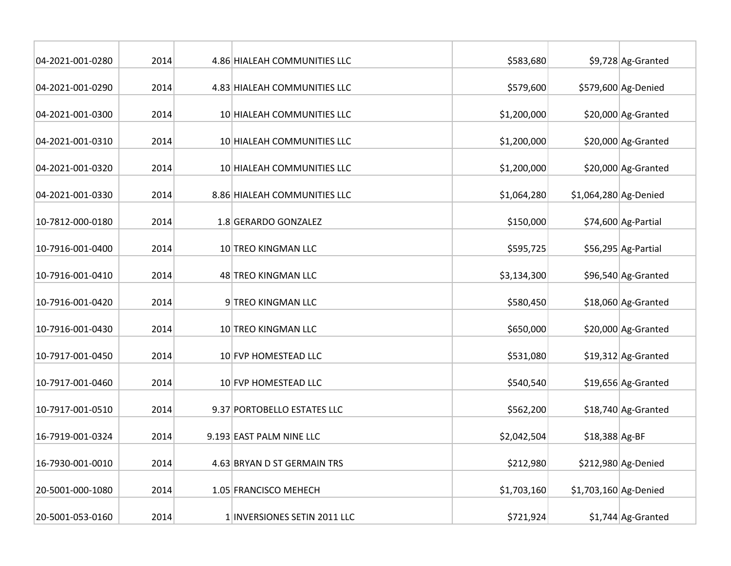| | | | | | | |
|---|---|---|---|---|---|---|
| 04-2021-001-0280 | 2014 | 4.86 | HIALEAH COMMUNITIES LLC | $583,680 | $9,728 | Ag-Granted |
| 04-2021-001-0290 | 2014 | 4.83 | HIALEAH COMMUNITIES LLC | $579,600 | $579,600 | Ag-Denied |
| 04-2021-001-0300 | 2014 | 10 | HIALEAH COMMUNITIES LLC | $1,200,000 | $20,000 | Ag-Granted |
| 04-2021-001-0310 | 2014 | 10 | HIALEAH COMMUNITIES LLC | $1,200,000 | $20,000 | Ag-Granted |
| 04-2021-001-0320 | 2014 | 10 | HIALEAH COMMUNITIES LLC | $1,200,000 | $20,000 | Ag-Granted |
| 04-2021-001-0330 | 2014 | 8.86 | HIALEAH COMMUNITIES LLC | $1,064,280 | $1,064,280 | Ag-Denied |
| 10-7812-000-0180 | 2014 | 1.8 | GERARDO GONZALEZ | $150,000 | $74,600 | Ag-Partial |
| 10-7916-001-0400 | 2014 | 10 | TREO KINGMAN LLC | $595,725 | $56,295 | Ag-Partial |
| 10-7916-001-0410 | 2014 | 48 | TREO KINGMAN LLC | $3,134,300 | $96,540 | Ag-Granted |
| 10-7916-001-0420 | 2014 | 9 | TREO KINGMAN LLC | $580,450 | $18,060 | Ag-Granted |
| 10-7916-001-0430 | 2014 | 10 | TREO KINGMAN LLC | $650,000 | $20,000 | Ag-Granted |
| 10-7917-001-0450 | 2014 | 10 | FVP HOMESTEAD LLC | $531,080 | $19,312 | Ag-Granted |
| 10-7917-001-0460 | 2014 | 10 | FVP HOMESTEAD LLC | $540,540 | $19,656 | Ag-Granted |
| 10-7917-001-0510 | 2014 | 9.37 | PORTOBELLO ESTATES LLC | $562,200 | $18,740 | Ag-Granted |
| 16-7919-001-0324 | 2014 | 9.193 | EAST PALM NINE LLC | $2,042,504 | $18,388 | Ag-BF |
| 16-7930-001-0010 | 2014 | 4.63 | BRYAN D ST GERMAIN TRS | $212,980 | $212,980 | Ag-Denied |
| 20-5001-000-1080 | 2014 | 1.05 | FRANCISCO MEHECH | $1,703,160 | $1,703,160 | Ag-Denied |
| 20-5001-053-0160 | 2014 | 1 | INVERSIONES SETIN 2011 LLC | $721,924 | $1,744 | Ag-Granted |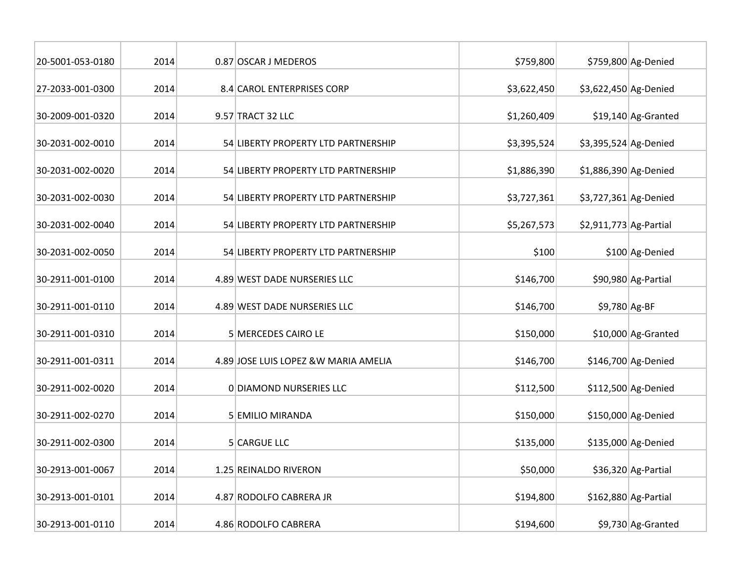| | | | | | | |
|---|---|---|---|---|---|---|
| 20-5001-053-0180 | 2014 | 0.87 | OSCAR J MEDEROS | $759,800 | $759,800 | Ag-Denied |
| 27-2033-001-0300 | 2014 | 8.4 | CAROL ENTERPRISES CORP | $3,622,450 | $3,622,450 | Ag-Denied |
| 30-2009-001-0320 | 2014 | 9.57 | TRACT 32 LLC | $1,260,409 | $19,140 | Ag-Granted |
| 30-2031-002-0010 | 2014 | 54 | LIBERTY PROPERTY LTD PARTNERSHIP | $3,395,524 | $3,395,524 | Ag-Denied |
| 30-2031-002-0020 | 2014 | 54 | LIBERTY PROPERTY LTD PARTNERSHIP | $1,886,390 | $1,886,390 | Ag-Denied |
| 30-2031-002-0030 | 2014 | 54 | LIBERTY PROPERTY LTD PARTNERSHIP | $3,727,361 | $3,727,361 | Ag-Denied |
| 30-2031-002-0040 | 2014 | 54 | LIBERTY PROPERTY LTD PARTNERSHIP | $5,267,573 | $2,911,773 | Ag-Partial |
| 30-2031-002-0050 | 2014 | 54 | LIBERTY PROPERTY LTD PARTNERSHIP | $100 | $100 | Ag-Denied |
| 30-2911-001-0100 | 2014 | 4.89 | WEST DADE NURSERIES LLC | $146,700 | $90,980 | Ag-Partial |
| 30-2911-001-0110 | 2014 | 4.89 | WEST DADE NURSERIES LLC | $146,700 | $9,780 | Ag-BF |
| 30-2911-001-0310 | 2014 | 5 | MERCEDES CAIRO LE | $150,000 | $10,000 | Ag-Granted |
| 30-2911-001-0311 | 2014 | 4.89 | JOSE LUIS LOPEZ &W MARIA AMELIA | $146,700 | $146,700 | Ag-Denied |
| 30-2911-002-0020 | 2014 | 0 | DIAMOND NURSERIES LLC | $112,500 | $112,500 | Ag-Denied |
| 30-2911-002-0270 | 2014 | 5 | EMILIO MIRANDA | $150,000 | $150,000 | Ag-Denied |
| 30-2911-002-0300 | 2014 | 5 | CARGUE LLC | $135,000 | $135,000 | Ag-Denied |
| 30-2913-001-0067 | 2014 | 1.25 | REINALDO RIVERON | $50,000 | $36,320 | Ag-Partial |
| 30-2913-001-0101 | 2014 | 4.87 | RODOLFO CABRERA JR | $194,800 | $162,880 | Ag-Partial |
| 30-2913-001-0110 | 2014 | 4.86 | RODOLFO CABRERA | $194,600 | $9,730 | Ag-Granted |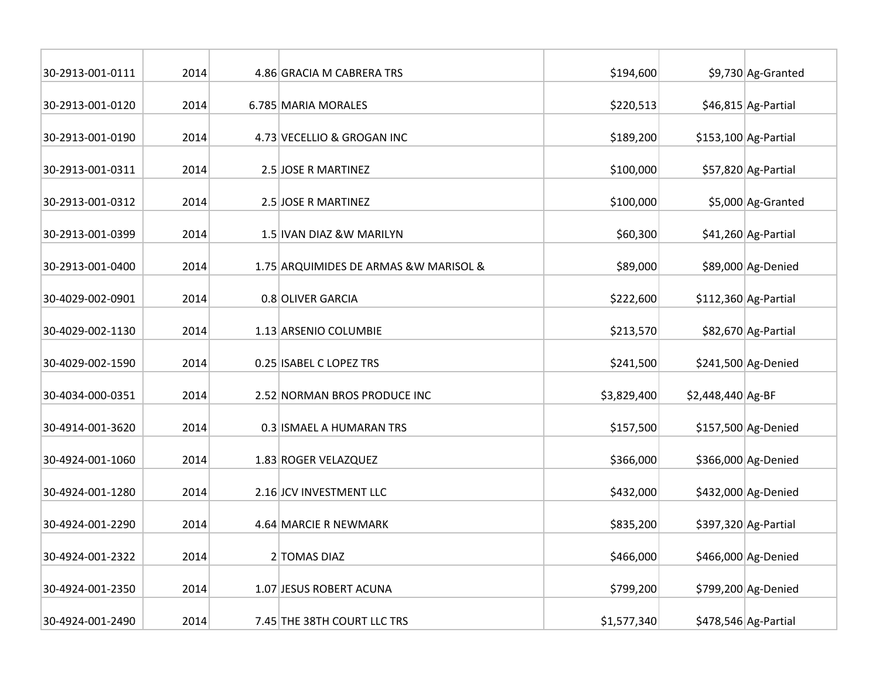| | | | | | | |
|---|---|---|---|---|---|---|
| 30-2913-001-0111 | 2014 | 4.86 | GRACIA M CABRERA TRS | $194,600 | $9,730 | Ag-Granted |
| 30-2913-001-0120 | 2014 | 6.785 | MARIA MORALES | $220,513 | $46,815 | Ag-Partial |
| 30-2913-001-0190 | 2014 | 4.73 | VECELLIO & GROGAN INC | $189,200 | $153,100 | Ag-Partial |
| 30-2913-001-0311 | 2014 | 2.5 | JOSE R MARTINEZ | $100,000 | $57,820 | Ag-Partial |
| 30-2913-001-0312 | 2014 | 2.5 | JOSE R MARTINEZ | $100,000 | $5,000 | Ag-Granted |
| 30-2913-001-0399 | 2014 | 1.5 | IVAN DIAZ &W MARILYN | $60,300 | $41,260 | Ag-Partial |
| 30-2913-001-0400 | 2014 | 1.75 | ARQUIMIDES DE ARMAS &W MARISOL & | $89,000 | $89,000 | Ag-Denied |
| 30-4029-002-0901 | 2014 | 0.8 | OLIVER GARCIA | $222,600 | $112,360 | Ag-Partial |
| 30-4029-002-1130 | 2014 | 1.13 | ARSENIO COLUMBIE | $213,570 | $82,670 | Ag-Partial |
| 30-4029-002-1590 | 2014 | 0.25 | ISABEL C LOPEZ TRS | $241,500 | $241,500 | Ag-Denied |
| 30-4034-000-0351 | 2014 | 2.52 | NORMAN BROS PRODUCE INC | $3,829,400 | $2,448,440 | Ag-BF |
| 30-4914-001-3620 | 2014 | 0.3 | ISMAEL A HUMARAN TRS | $157,500 | $157,500 | Ag-Denied |
| 30-4924-001-1060 | 2014 | 1.83 | ROGER VELAZQUEZ | $366,000 | $366,000 | Ag-Denied |
| 30-4924-001-1280 | 2014 | 2.16 | JCV INVESTMENT LLC | $432,000 | $432,000 | Ag-Denied |
| 30-4924-001-2290 | 2014 | 4.64 | MARCIE R NEWMARK | $835,200 | $397,320 | Ag-Partial |
| 30-4924-001-2322 | 2014 | 2 | TOMAS DIAZ | $466,000 | $466,000 | Ag-Denied |
| 30-4924-001-2350 | 2014 | 1.07 | JESUS ROBERT ACUNA | $799,200 | $799,200 | Ag-Denied |
| 30-4924-001-2490 | 2014 | 7.45 | THE 38TH COURT LLC TRS | $1,577,340 | $478,546 | Ag-Partial |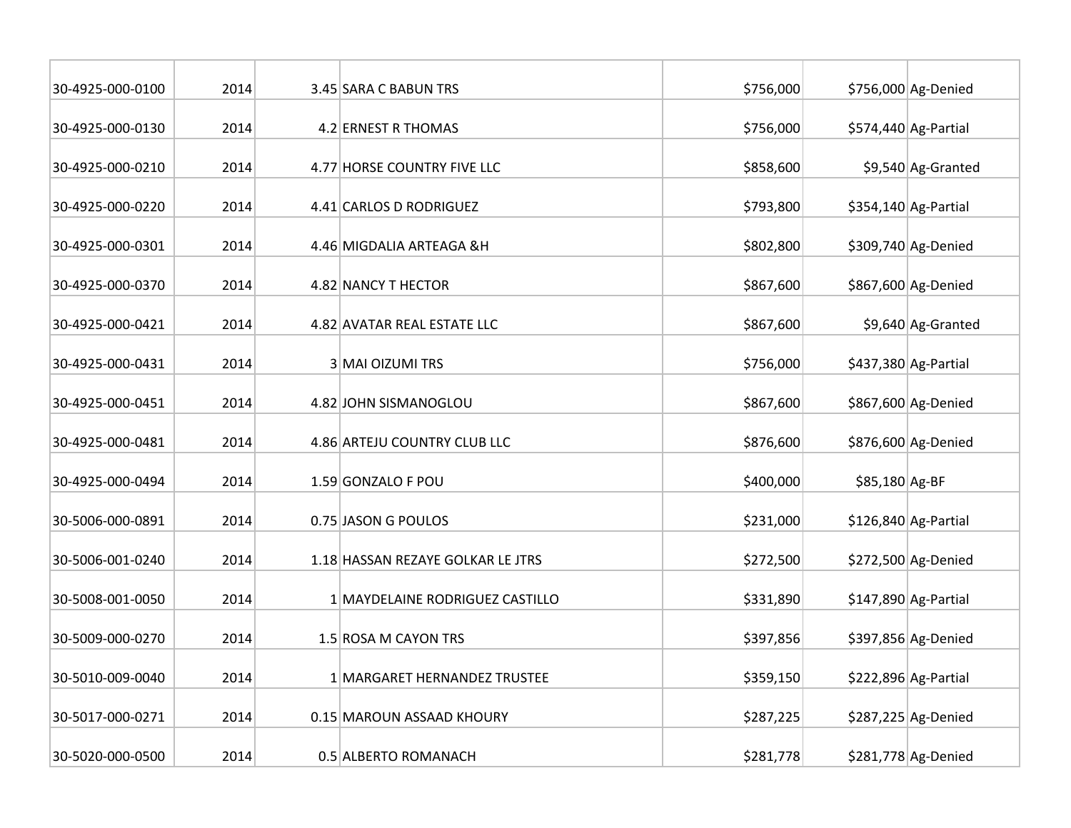| | | | | | | |
|---|---|---|---|---|---|---|
| 30-4925-000-0100 | 2014 | 3.45 | SARA C BABUN TRS | $756,000 | $756,000 | Ag-Denied |
| 30-4925-000-0130 | 2014 | 4.2 | ERNEST R THOMAS | $756,000 | $574,440 | Ag-Partial |
| 30-4925-000-0210 | 2014 | 4.77 | HORSE COUNTRY FIVE LLC | $858,600 | $9,540 | Ag-Granted |
| 30-4925-000-0220 | 2014 | 4.41 | CARLOS D RODRIGUEZ | $793,800 | $354,140 | Ag-Partial |
| 30-4925-000-0301 | 2014 | 4.46 | MIGDALIA ARTEAGA &H | $802,800 | $309,740 | Ag-Denied |
| 30-4925-000-0370 | 2014 | 4.82 | NANCY T HECTOR | $867,600 | $867,600 | Ag-Denied |
| 30-4925-000-0421 | 2014 | 4.82 | AVATAR REAL ESTATE LLC | $867,600 | $9,640 | Ag-Granted |
| 30-4925-000-0431 | 2014 | 3 | MAI OIZUMI TRS | $756,000 | $437,380 | Ag-Partial |
| 30-4925-000-0451 | 2014 | 4.82 | JOHN SISMANOGLOU | $867,600 | $867,600 | Ag-Denied |
| 30-4925-000-0481 | 2014 | 4.86 | ARTEJU COUNTRY CLUB LLC | $876,600 | $876,600 | Ag-Denied |
| 30-4925-000-0494 | 2014 | 1.59 | GONZALO F POU | $400,000 | $85,180 | Ag-BF |
| 30-5006-000-0891 | 2014 | 0.75 | JASON G POULOS | $231,000 | $126,840 | Ag-Partial |
| 30-5006-001-0240 | 2014 | 1.18 | HASSAN REZAYE GOLKAR LE JTRS | $272,500 | $272,500 | Ag-Denied |
| 30-5008-001-0050 | 2014 | 1 | MAYDELAINE RODRIGUEZ CASTILLO | $331,890 | $147,890 | Ag-Partial |
| 30-5009-000-0270 | 2014 | 1.5 | ROSA M CAYON TRS | $397,856 | $397,856 | Ag-Denied |
| 30-5010-009-0040 | 2014 | 1 | MARGARET HERNANDEZ TRUSTEE | $359,150 | $222,896 | Ag-Partial |
| 30-5017-000-0271 | 2014 | 0.15 | MAROUN ASSAAD KHOURY | $287,225 | $287,225 | Ag-Denied |
| 30-5020-000-0500 | 2014 | 0.5 | ALBERTO ROMANACH | $281,778 | $281,778 | Ag-Denied |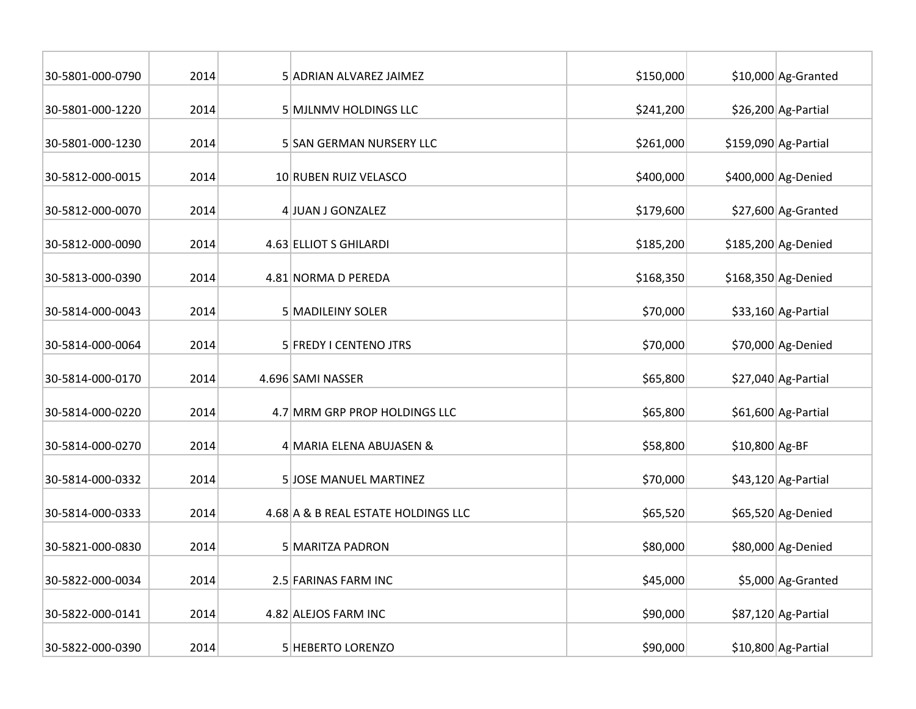| | | | | | | |
|---|---|---|---|---|---|---|
| 30-5801-000-0790 | 2014 | 5 | ADRIAN ALVAREZ JAIMEZ | $150,000 | $10,000 | Ag-Granted |
| 30-5801-000-1220 | 2014 | 5 | MJLNMV HOLDINGS LLC | $241,200 | $26,200 | Ag-Partial |
| 30-5801-000-1230 | 2014 | 5 | SAN GERMAN NURSERY LLC | $261,000 | $159,090 | Ag-Partial |
| 30-5812-000-0015 | 2014 | 10 | RUBEN RUIZ VELASCO | $400,000 | $400,000 | Ag-Denied |
| 30-5812-000-0070 | 2014 | 4 | JUAN J GONZALEZ | $179,600 | $27,600 | Ag-Granted |
| 30-5812-000-0090 | 2014 | 4.63 | ELLIOT S GHILARDI | $185,200 | $185,200 | Ag-Denied |
| 30-5813-000-0390 | 2014 | 4.81 | NORMA D PEREDA | $168,350 | $168,350 | Ag-Denied |
| 30-5814-000-0043 | 2014 | 5 | MADILEINY SOLER | $70,000 | $33,160 | Ag-Partial |
| 30-5814-000-0064 | 2014 | 5 | FREDY I CENTENO JTRS | $70,000 | $70,000 | Ag-Denied |
| 30-5814-000-0170 | 2014 | 4.696 | SAMI NASSER | $65,800 | $27,040 | Ag-Partial |
| 30-5814-000-0220 | 2014 | 4.7 | MRM GRP PROP HOLDINGS LLC | $65,800 | $61,600 | Ag-Partial |
| 30-5814-000-0270 | 2014 | 4 | MARIA ELENA ABUJASEN & | $58,800 | $10,800 | Ag-BF |
| 30-5814-000-0332 | 2014 | 5 | JOSE MANUEL MARTINEZ | $70,000 | $43,120 | Ag-Partial |
| 30-5814-000-0333 | 2014 | 4.68 | A & B REAL ESTATE HOLDINGS LLC | $65,520 | $65,520 | Ag-Denied |
| 30-5821-000-0830 | 2014 | 5 | MARITZA PADRON | $80,000 | $80,000 | Ag-Denied |
| 30-5822-000-0034 | 2014 | 2.5 | FARINAS FARM INC | $45,000 | $5,000 | Ag-Granted |
| 30-5822-000-0141 | 2014 | 4.82 | ALEJOS FARM INC | $90,000 | $87,120 | Ag-Partial |
| 30-5822-000-0390 | 2014 | 5 | HEBERTO LORENZO | $90,000 | $10,800 | Ag-Partial |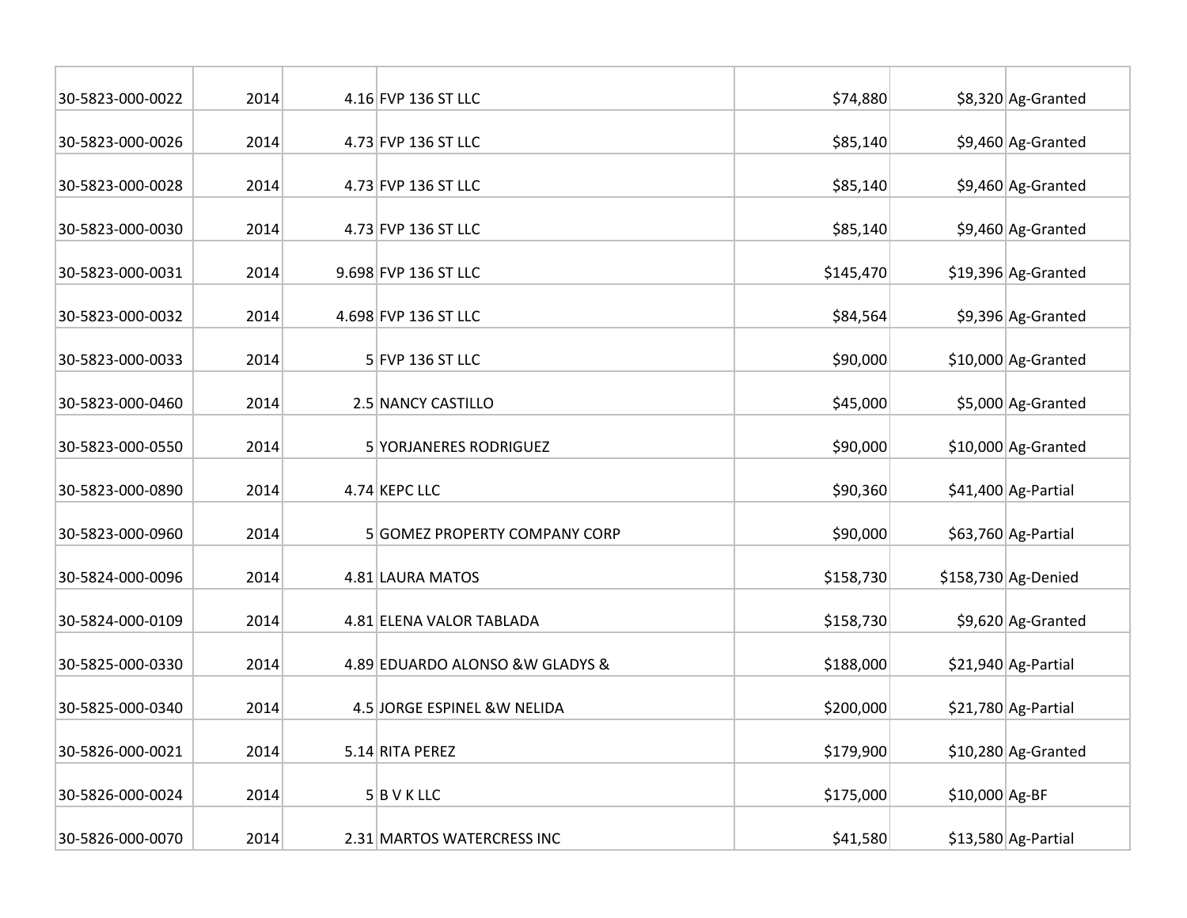| | | | | | | |
|---|---|---|---|---|---|---|
| 30-5823-000-0022 | 2014 | 4.16 | FVP 136 ST LLC | $74,880 | $8,320 | Ag-Granted |
| 30-5823-000-0026 | 2014 | 4.73 | FVP 136 ST LLC | $85,140 | $9,460 | Ag-Granted |
| 30-5823-000-0028 | 2014 | 4.73 | FVP 136 ST LLC | $85,140 | $9,460 | Ag-Granted |
| 30-5823-000-0030 | 2014 | 4.73 | FVP 136 ST LLC | $85,140 | $9,460 | Ag-Granted |
| 30-5823-000-0031 | 2014 | 9.698 | FVP 136 ST LLC | $145,470 | $19,396 | Ag-Granted |
| 30-5823-000-0032 | 2014 | 4.698 | FVP 136 ST LLC | $84,564 | $9,396 | Ag-Granted |
| 30-5823-000-0033 | 2014 | 5 | FVP 136 ST LLC | $90,000 | $10,000 | Ag-Granted |
| 30-5823-000-0460 | 2014 | 2.5 | NANCY CASTILLO | $45,000 | $5,000 | Ag-Granted |
| 30-5823-000-0550 | 2014 | 5 | YORJANERES RODRIGUEZ | $90,000 | $10,000 | Ag-Granted |
| 30-5823-000-0890 | 2014 | 4.74 | KEPC LLC | $90,360 | $41,400 | Ag-Partial |
| 30-5823-000-0960 | 2014 | 5 | GOMEZ PROPERTY COMPANY CORP | $90,000 | $63,760 | Ag-Partial |
| 30-5824-000-0096 | 2014 | 4.81 | LAURA MATOS | $158,730 | $158,730 | Ag-Denied |
| 30-5824-000-0109 | 2014 | 4.81 | ELENA VALOR TABLADA | $158,730 | $9,620 | Ag-Granted |
| 30-5825-000-0330 | 2014 | 4.89 | EDUARDO ALONSO &W GLADYS & | $188,000 | $21,940 | Ag-Partial |
| 30-5825-000-0340 | 2014 | 4.5 | JORGE ESPINEL &W NELIDA | $200,000 | $21,780 | Ag-Partial |
| 30-5826-000-0021 | 2014 | 5.14 | RITA PEREZ | $179,900 | $10,280 | Ag-Granted |
| 30-5826-000-0024 | 2014 | 5 | B V K LLC | $175,000 | $10,000 | Ag-BF |
| 30-5826-000-0070 | 2014 | 2.31 | MARTOS WATERCRESS INC | $41,580 | $13,580 | Ag-Partial |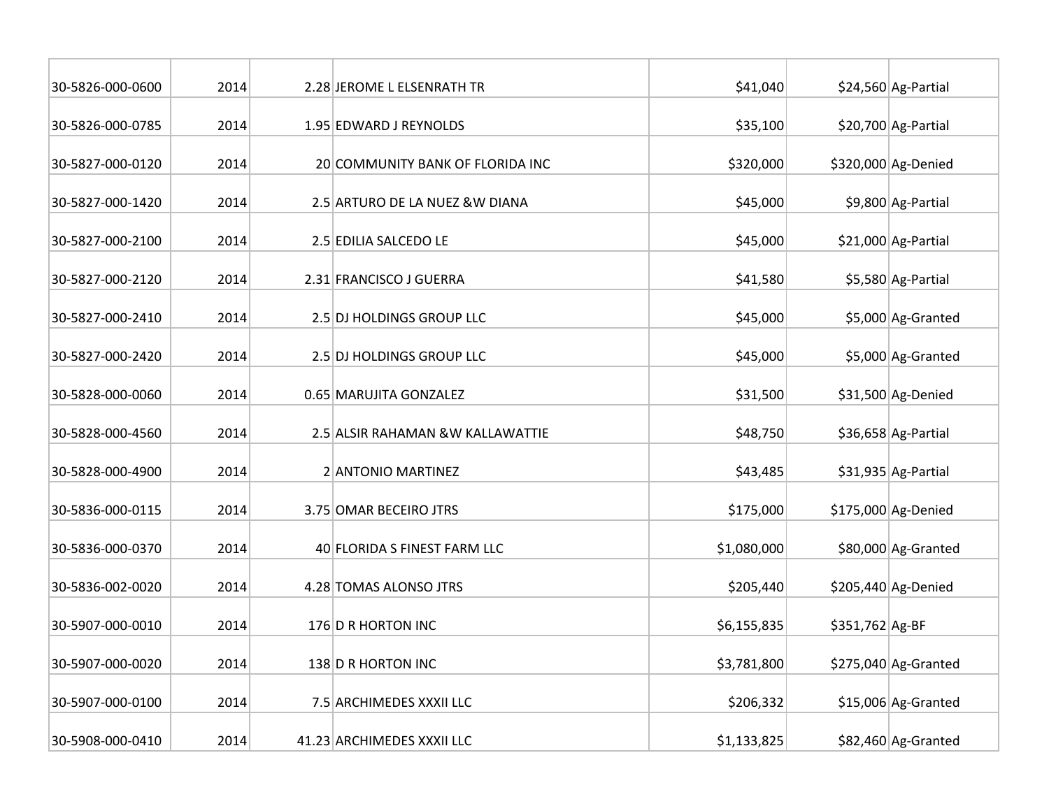| | | | | | | |
|---|---|---|---|---|---|---|
| 30-5826-000-0600 | 2014 | 2.28 | JEROME L ELSENRATH TR | $41,040 | $24,560 | Ag-Partial |
| 30-5826-000-0785 | 2014 | 1.95 | EDWARD J REYNOLDS | $35,100 | $20,700 | Ag-Partial |
| 30-5827-000-0120 | 2014 | 20 | COMMUNITY BANK OF FLORIDA INC | $320,000 | $320,000 | Ag-Denied |
| 30-5827-000-1420 | 2014 | 2.5 | ARTURO DE LA NUEZ &W DIANA | $45,000 | $9,800 | Ag-Partial |
| 30-5827-000-2100 | 2014 | 2.5 | EDILIA SALCEDO LE | $45,000 | $21,000 | Ag-Partial |
| 30-5827-000-2120 | 2014 | 2.31 | FRANCISCO J GUERRA | $41,580 | $5,580 | Ag-Partial |
| 30-5827-000-2410 | 2014 | 2.5 | DJ HOLDINGS GROUP LLC | $45,000 | $5,000 | Ag-Granted |
| 30-5827-000-2420 | 2014 | 2.5 | DJ HOLDINGS GROUP LLC | $45,000 | $5,000 | Ag-Granted |
| 30-5828-000-0060 | 2014 | 0.65 | MARUJITA GONZALEZ | $31,500 | $31,500 | Ag-Denied |
| 30-5828-000-4560 | 2014 | 2.5 | ALSIR RAHAMAN &W KALLAWATTIE | $48,750 | $36,658 | Ag-Partial |
| 30-5828-000-4900 | 2014 | 2 | ANTONIO MARTINEZ | $43,485 | $31,935 | Ag-Partial |
| 30-5836-000-0115 | 2014 | 3.75 | OMAR BECEIRO JTRS | $175,000 | $175,000 | Ag-Denied |
| 30-5836-000-0370 | 2014 | 40 | FLORIDA S FINEST FARM LLC | $1,080,000 | $80,000 | Ag-Granted |
| 30-5836-002-0020 | 2014 | 4.28 | TOMAS ALONSO JTRS | $205,440 | $205,440 | Ag-Denied |
| 30-5907-000-0010 | 2014 | 176 | D R HORTON INC | $6,155,835 | $351,762 | Ag-BF |
| 30-5907-000-0020 | 2014 | 138 | D R HORTON INC | $3,781,800 | $275,040 | Ag-Granted |
| 30-5907-000-0100 | 2014 | 7.5 | ARCHIMEDES XXXII LLC | $206,332 | $15,006 | Ag-Granted |
| 30-5908-000-0410 | 2014 | 41.23 | ARCHIMEDES XXXII LLC | $1,133,825 | $82,460 | Ag-Granted |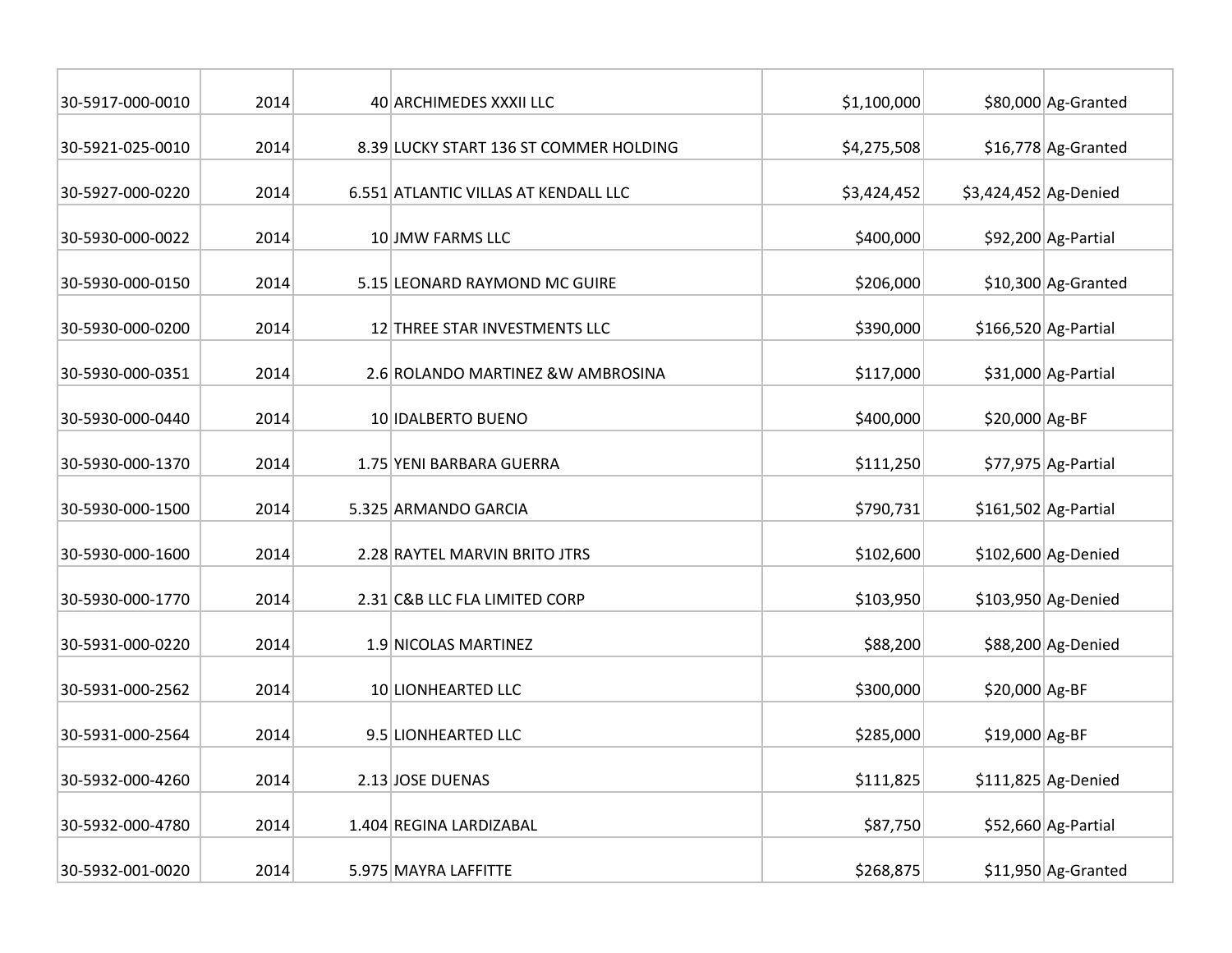| | | | | | | |
|---|---|---|---|---|---|---|
| 30-5917-000-0010 | 2014 | 40 | ARCHIMEDES XXXII LLC | $1,100,000 | $80,000 | Ag-Granted |
| 30-5921-025-0010 | 2014 | 8.39 | LUCKY START 136 ST COMMER HOLDING | $4,275,508 | $16,778 | Ag-Granted |
| 30-5927-000-0220 | 2014 | 6.551 | ATLANTIC VILLAS AT KENDALL LLC | $3,424,452 | $3,424,452 | Ag-Denied |
| 30-5930-000-0022 | 2014 | 10 | JMW FARMS LLC | $400,000 | $92,200 | Ag-Partial |
| 30-5930-000-0150 | 2014 | 5.15 | LEONARD RAYMOND MC GUIRE | $206,000 | $10,300 | Ag-Granted |
| 30-5930-000-0200 | 2014 | 12 | THREE STAR INVESTMENTS LLC | $390,000 | $166,520 | Ag-Partial |
| 30-5930-000-0351 | 2014 | 2.6 | ROLANDO MARTINEZ &W AMBROSINA | $117,000 | $31,000 | Ag-Partial |
| 30-5930-000-0440 | 2014 | 10 | IDALBERTO BUENO | $400,000 | $20,000 | Ag-BF |
| 30-5930-000-1370 | 2014 | 1.75 | YENI BARBARA GUERRA | $111,250 | $77,975 | Ag-Partial |
| 30-5930-000-1500 | 2014 | 5.325 | ARMANDO GARCIA | $790,731 | $161,502 | Ag-Partial |
| 30-5930-000-1600 | 2014 | 2.28 | RAYTEL MARVIN BRITO JTRS | $102,600 | $102,600 | Ag-Denied |
| 30-5930-000-1770 | 2014 | 2.31 | C&B LLC FLA LIMITED CORP | $103,950 | $103,950 | Ag-Denied |
| 30-5931-000-0220 | 2014 | 1.9 | NICOLAS MARTINEZ | $88,200 | $88,200 | Ag-Denied |
| 30-5931-000-2562 | 2014 | 10 | LIONHEARTED LLC | $300,000 | $20,000 | Ag-BF |
| 30-5931-000-2564 | 2014 | 9.5 | LIONHEARTED LLC | $285,000 | $19,000 | Ag-BF |
| 30-5932-000-4260 | 2014 | 2.13 | JOSE DUENAS | $111,825 | $111,825 | Ag-Denied |
| 30-5932-000-4780 | 2014 | 1.404 | REGINA LARDIZABAL | $87,750 | $52,660 | Ag-Partial |
| 30-5932-001-0020 | 2014 | 5.975 | MAYRA LAFFITTE | $268,875 | $11,950 | Ag-Granted |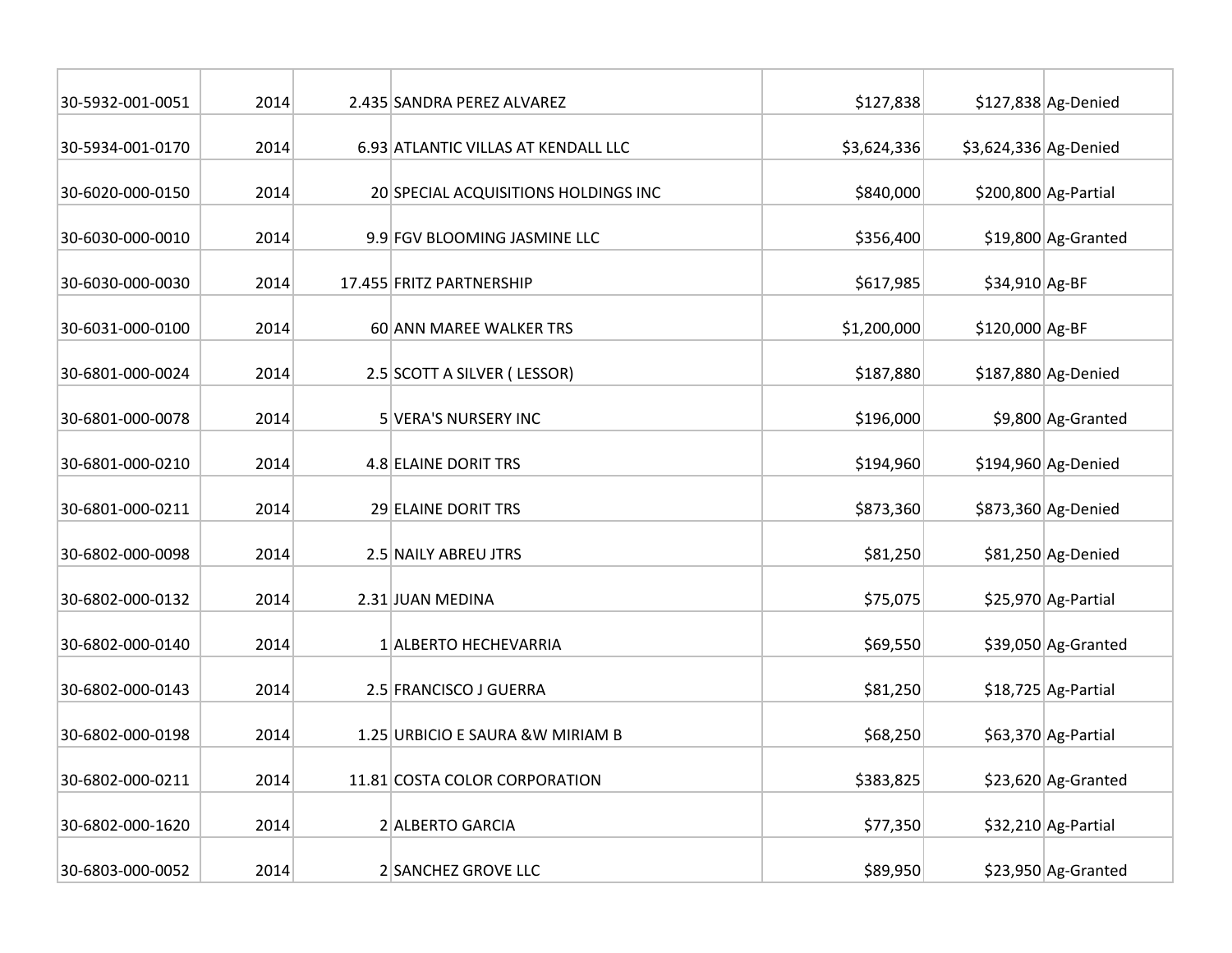| | | | | | | |
|---|---|---|---|---|---|---|
| 30-5932-001-0051 | 2014 | 2.435 | SANDRA PEREZ ALVAREZ | $127,838 | $127,838 | Ag-Denied |
| 30-5934-001-0170 | 2014 | 6.93 | ATLANTIC VILLAS AT KENDALL LLC | $3,624,336 | $3,624,336 | Ag-Denied |
| 30-6020-000-0150 | 2014 | 20 | SPECIAL ACQUISITIONS HOLDINGS INC | $840,000 | $200,800 | Ag-Partial |
| 30-6030-000-0010 | 2014 | 9.9 | FGV BLOOMING JASMINE LLC | $356,400 | $19,800 | Ag-Granted |
| 30-6030-000-0030 | 2014 | 17.455 | FRITZ PARTNERSHIP | $617,985 | $34,910 | Ag-BF |
| 30-6031-000-0100 | 2014 | 60 | ANN MAREE WALKER TRS | $1,200,000 | $120,000 | Ag-BF |
| 30-6801-000-0024 | 2014 | 2.5 | SCOTT A SILVER ( LESSOR) | $187,880 | $187,880 | Ag-Denied |
| 30-6801-000-0078 | 2014 | 5 | VERA'S NURSERY INC | $196,000 | $9,800 | Ag-Granted |
| 30-6801-000-0210 | 2014 | 4.8 | ELAINE DORIT TRS | $194,960 | $194,960 | Ag-Denied |
| 30-6801-000-0211 | 2014 | 29 | ELAINE DORIT TRS | $873,360 | $873,360 | Ag-Denied |
| 30-6802-000-0098 | 2014 | 2.5 | NAILY ABREU JTRS | $81,250 | $81,250 | Ag-Denied |
| 30-6802-000-0132 | 2014 | 2.31 | JUAN MEDINA | $75,075 | $25,970 | Ag-Partial |
| 30-6802-000-0140 | 2014 | 1 | ALBERTO HECHEVARRIA | $69,550 | $39,050 | Ag-Granted |
| 30-6802-000-0143 | 2014 | 2.5 | FRANCISCO J GUERRA | $81,250 | $18,725 | Ag-Partial |
| 30-6802-000-0198 | 2014 | 1.25 | URBICIO E SAURA &W MIRIAM B | $68,250 | $63,370 | Ag-Partial |
| 30-6802-000-0211 | 2014 | 11.81 | COSTA COLOR CORPORATION | $383,825 | $23,620 | Ag-Granted |
| 30-6802-000-1620 | 2014 | 2 | ALBERTO GARCIA | $77,350 | $32,210 | Ag-Partial |
| 30-6803-000-0052 | 2014 | 2 | SANCHEZ GROVE LLC | $89,950 | $23,950 | Ag-Granted |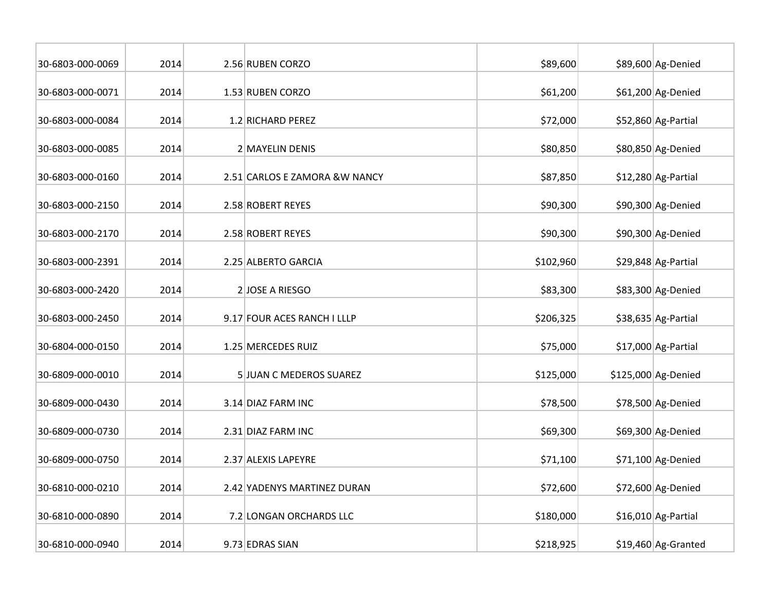| | | | | | | |
|---|---|---|---|---|---|---|
| 30-6803-000-0069 | 2014 | 2.56 | RUBEN CORZO | $89,600 | $89,600 | Ag-Denied |
| 30-6803-000-0071 | 2014 | 1.53 | RUBEN CORZO | $61,200 | $61,200 | Ag-Denied |
| 30-6803-000-0084 | 2014 | 1.2 | RICHARD PEREZ | $72,000 | $52,860 | Ag-Partial |
| 30-6803-000-0085 | 2014 | 2 | MAYELIN DENIS | $80,850 | $80,850 | Ag-Denied |
| 30-6803-000-0160 | 2014 | 2.51 | CARLOS E ZAMORA &W NANCY | $87,850 | $12,280 | Ag-Partial |
| 30-6803-000-2150 | 2014 | 2.58 | ROBERT REYES | $90,300 | $90,300 | Ag-Denied |
| 30-6803-000-2170 | 2014 | 2.58 | ROBERT REYES | $90,300 | $90,300 | Ag-Denied |
| 30-6803-000-2391 | 2014 | 2.25 | ALBERTO GARCIA | $102,960 | $29,848 | Ag-Partial |
| 30-6803-000-2420 | 2014 | 2 | JOSE A RIESGO | $83,300 | $83,300 | Ag-Denied |
| 30-6803-000-2450 | 2014 | 9.17 | FOUR ACES RANCH I LLLP | $206,325 | $38,635 | Ag-Partial |
| 30-6804-000-0150 | 2014 | 1.25 | MERCEDES RUIZ | $75,000 | $17,000 | Ag-Partial |
| 30-6809-000-0010 | 2014 | 5 | JUAN C MEDEROS SUAREZ | $125,000 | $125,000 | Ag-Denied |
| 30-6809-000-0430 | 2014 | 3.14 | DIAZ FARM INC | $78,500 | $78,500 | Ag-Denied |
| 30-6809-000-0730 | 2014 | 2.31 | DIAZ FARM INC | $69,300 | $69,300 | Ag-Denied |
| 30-6809-000-0750 | 2014 | 2.37 | ALEXIS LAPEYRE | $71,100 | $71,100 | Ag-Denied |
| 30-6810-000-0210 | 2014 | 2.42 | YADENYS MARTINEZ DURAN | $72,600 | $72,600 | Ag-Denied |
| 30-6810-000-0890 | 2014 | 7.2 | LONGAN ORCHARDS LLC | $180,000 | $16,010 | Ag-Partial |
| 30-6810-000-0940 | 2014 | 9.73 | EDRAS SIAN | $218,925 | $19,460 | Ag-Granted |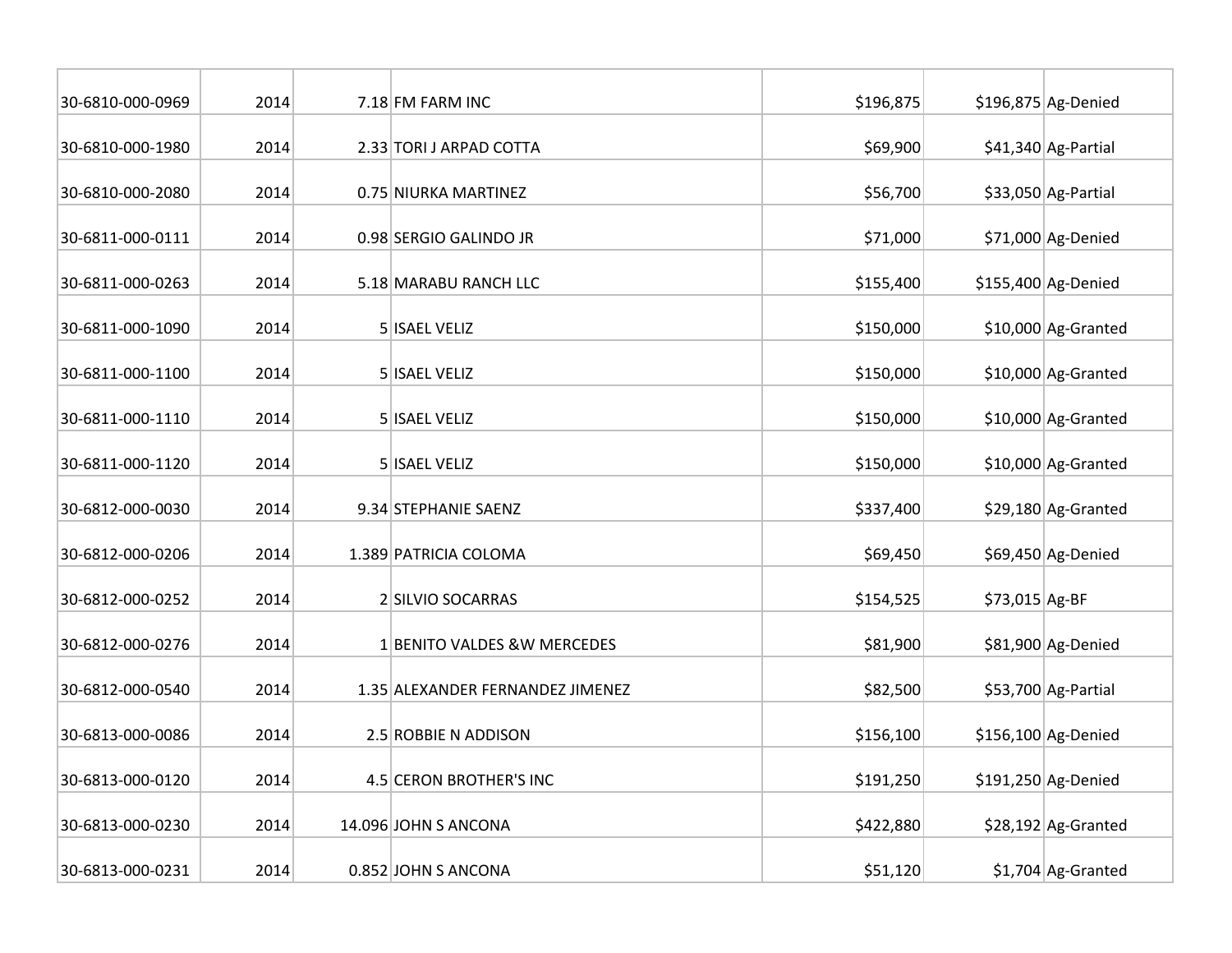| | | | | | | |
|---|---|---|---|---|---|---|
| 30-6810-000-0969 | 2014 | 7.18 | FM FARM INC | $196,875 | $196,875 | Ag-Denied |
| 30-6810-000-1980 | 2014 | 2.33 | TORI J ARPAD COTTA | $69,900 | $41,340 | Ag-Partial |
| 30-6810-000-2080 | 2014 | 0.75 | NIURKA MARTINEZ | $56,700 | $33,050 | Ag-Partial |
| 30-6811-000-0111 | 2014 | 0.98 | SERGIO GALINDO JR | $71,000 | $71,000 | Ag-Denied |
| 30-6811-000-0263 | 2014 | 5.18 | MARABU RANCH LLC | $155,400 | $155,400 | Ag-Denied |
| 30-6811-000-1090 | 2014 | 5 | ISAEL VELIZ | $150,000 | $10,000 | Ag-Granted |
| 30-6811-000-1100 | 2014 | 5 | ISAEL VELIZ | $150,000 | $10,000 | Ag-Granted |
| 30-6811-000-1110 | 2014 | 5 | ISAEL VELIZ | $150,000 | $10,000 | Ag-Granted |
| 30-6811-000-1120 | 2014 | 5 | ISAEL VELIZ | $150,000 | $10,000 | Ag-Granted |
| 30-6812-000-0030 | 2014 | 9.34 | STEPHANIE SAENZ | $337,400 | $29,180 | Ag-Granted |
| 30-6812-000-0206 | 2014 | 1.389 | PATRICIA COLOMA | $69,450 | $69,450 | Ag-Denied |
| 30-6812-000-0252 | 2014 | 2 | SILVIO SOCARRAS | $154,525 | $73,015 | Ag-BF |
| 30-6812-000-0276 | 2014 | 1 | BENITO VALDES &W MERCEDES | $81,900 | $81,900 | Ag-Denied |
| 30-6812-000-0540 | 2014 | 1.35 | ALEXANDER FERNANDEZ JIMENEZ | $82,500 | $53,700 | Ag-Partial |
| 30-6813-000-0086 | 2014 | 2.5 | ROBBIE N ADDISON | $156,100 | $156,100 | Ag-Denied |
| 30-6813-000-0120 | 2014 | 4.5 | CERON BROTHER'S INC | $191,250 | $191,250 | Ag-Denied |
| 30-6813-000-0230 | 2014 | 14.096 | JOHN S ANCONA | $422,880 | $28,192 | Ag-Granted |
| 30-6813-000-0231 | 2014 | 0.852 | JOHN S ANCONA | $51,120 | $1,704 | Ag-Granted |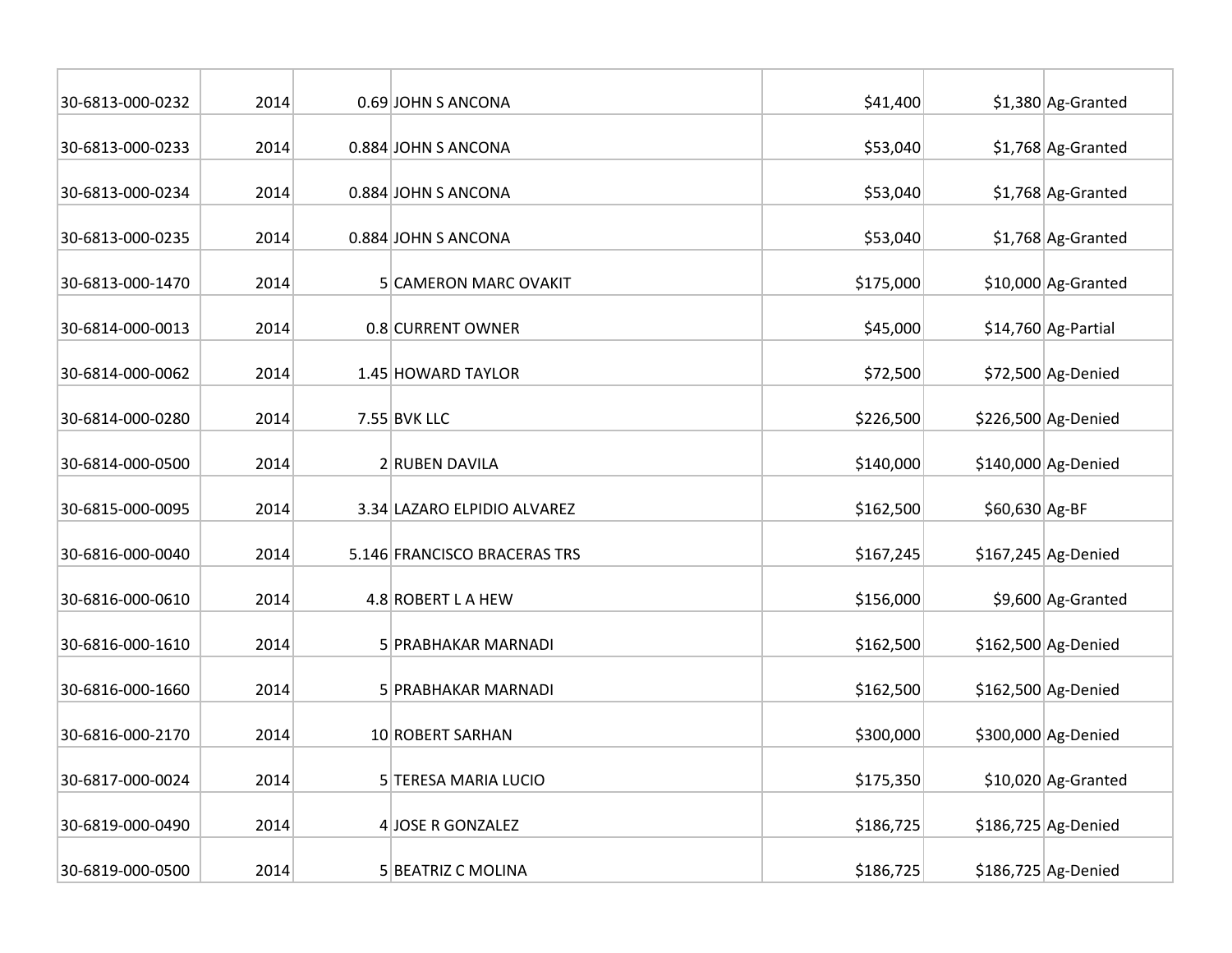| | | | | | | |
|---|---|---|---|---|---|---|
| 30-6813-000-0232 | 2014 | 0.69 | JOHN S ANCONA | $41,400 | $1,380 | Ag-Granted |
| 30-6813-000-0233 | 2014 | 0.884 | JOHN S ANCONA | $53,040 | $1,768 | Ag-Granted |
| 30-6813-000-0234 | 2014 | 0.884 | JOHN S ANCONA | $53,040 | $1,768 | Ag-Granted |
| 30-6813-000-0235 | 2014 | 0.884 | JOHN S ANCONA | $53,040 | $1,768 | Ag-Granted |
| 30-6813-000-1470 | 2014 | 5 | CAMERON MARC OVAKIT | $175,000 | $10,000 | Ag-Granted |
| 30-6814-000-0013 | 2014 | 0.8 | CURRENT OWNER | $45,000 | $14,760 | Ag-Partial |
| 30-6814-000-0062 | 2014 | 1.45 | HOWARD TAYLOR | $72,500 | $72,500 | Ag-Denied |
| 30-6814-000-0280 | 2014 | 7.55 | BVK LLC | $226,500 | $226,500 | Ag-Denied |
| 30-6814-000-0500 | 2014 | 2 | RUBEN DAVILA | $140,000 | $140,000 | Ag-Denied |
| 30-6815-000-0095 | 2014 | 3.34 | LAZARO ELPIDIO ALVAREZ | $162,500 | $60,630 | Ag-BF |
| 30-6816-000-0040 | 2014 | 5.146 | FRANCISCO BRACERAS TRS | $167,245 | $167,245 | Ag-Denied |
| 30-6816-000-0610 | 2014 | 4.8 | ROBERT L A HEW | $156,000 | $9,600 | Ag-Granted |
| 30-6816-000-1610 | 2014 | 5 | PRABHAKAR MARNADI | $162,500 | $162,500 | Ag-Denied |
| 30-6816-000-1660 | 2014 | 5 | PRABHAKAR MARNADI | $162,500 | $162,500 | Ag-Denied |
| 30-6816-000-2170 | 2014 | 10 | ROBERT SARHAN | $300,000 | $300,000 | Ag-Denied |
| 30-6817-000-0024 | 2014 | 5 | TERESA MARIA LUCIO | $175,350 | $10,020 | Ag-Granted |
| 30-6819-000-0490 | 2014 | 4 | JOSE R GONZALEZ | $186,725 | $186,725 | Ag-Denied |
| 30-6819-000-0500 | 2014 | 5 | BEATRIZ C MOLINA | $186,725 | $186,725 | Ag-Denied |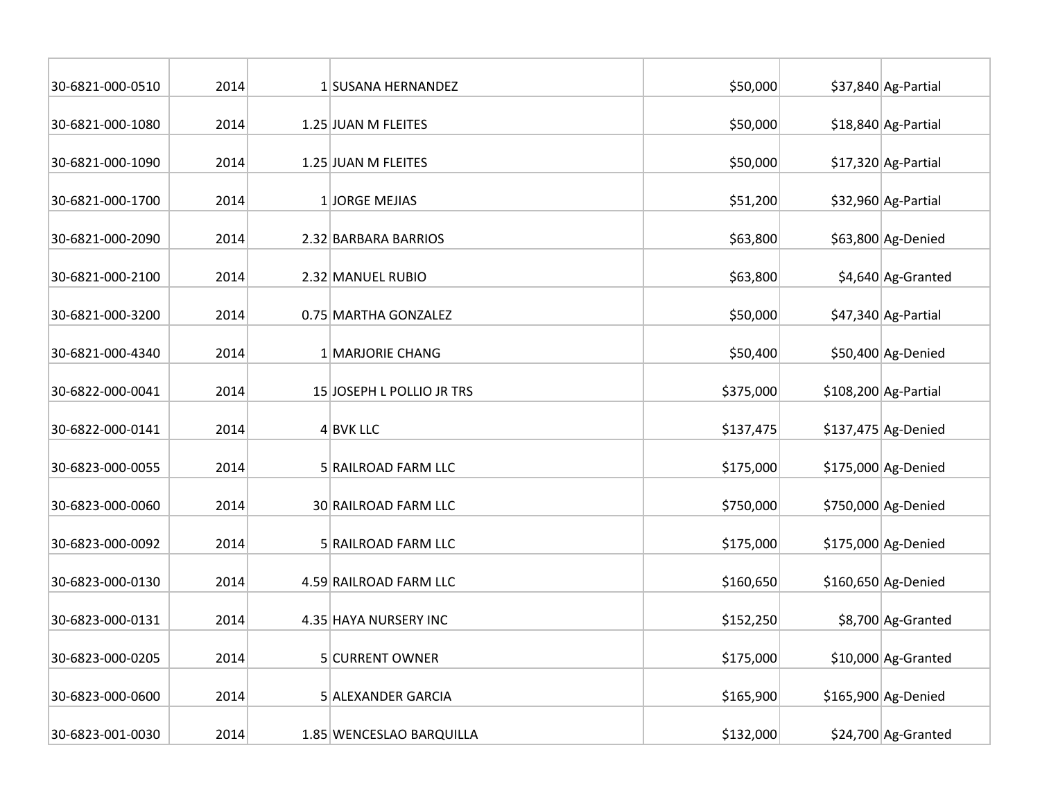| | | | | | | |
|---|---|---|---|---|---|---|
| 30-6821-000-0510 | 2014 | 1 | SUSANA HERNANDEZ | $50,000 | $37,840 | Ag-Partial |
| 30-6821-000-1080 | 2014 | 1.25 | JUAN M FLEITES | $50,000 | $18,840 | Ag-Partial |
| 30-6821-000-1090 | 2014 | 1.25 | JUAN M FLEITES | $50,000 | $17,320 | Ag-Partial |
| 30-6821-000-1700 | 2014 | 1 | JORGE MEJIAS | $51,200 | $32,960 | Ag-Partial |
| 30-6821-000-2090 | 2014 | 2.32 | BARBARA BARRIOS | $63,800 | $63,800 | Ag-Denied |
| 30-6821-000-2100 | 2014 | 2.32 | MANUEL RUBIO | $63,800 | $4,640 | Ag-Granted |
| 30-6821-000-3200 | 2014 | 0.75 | MARTHA GONZALEZ | $50,000 | $47,340 | Ag-Partial |
| 30-6821-000-4340 | 2014 | 1 | MARJORIE CHANG | $50,400 | $50,400 | Ag-Denied |
| 30-6822-000-0041 | 2014 | 15 | JOSEPH L POLLIO JR TRS | $375,000 | $108,200 | Ag-Partial |
| 30-6822-000-0141 | 2014 | 4 | BVK LLC | $137,475 | $137,475 | Ag-Denied |
| 30-6823-000-0055 | 2014 | 5 | RAILROAD FARM LLC | $175,000 | $175,000 | Ag-Denied |
| 30-6823-000-0060 | 2014 | 30 | RAILROAD FARM LLC | $750,000 | $750,000 | Ag-Denied |
| 30-6823-000-0092 | 2014 | 5 | RAILROAD FARM LLC | $175,000 | $175,000 | Ag-Denied |
| 30-6823-000-0130 | 2014 | 4.59 | RAILROAD FARM LLC | $160,650 | $160,650 | Ag-Denied |
| 30-6823-000-0131 | 2014 | 4.35 | HAYA NURSERY INC | $152,250 | $8,700 | Ag-Granted |
| 30-6823-000-0205 | 2014 | 5 | CURRENT OWNER | $175,000 | $10,000 | Ag-Granted |
| 30-6823-000-0600 | 2014 | 5 | ALEXANDER GARCIA | $165,900 | $165,900 | Ag-Denied |
| 30-6823-001-0030 | 2014 | 1.85 | WENCESLAO BARQUILLA | $132,000 | $24,700 | Ag-Granted |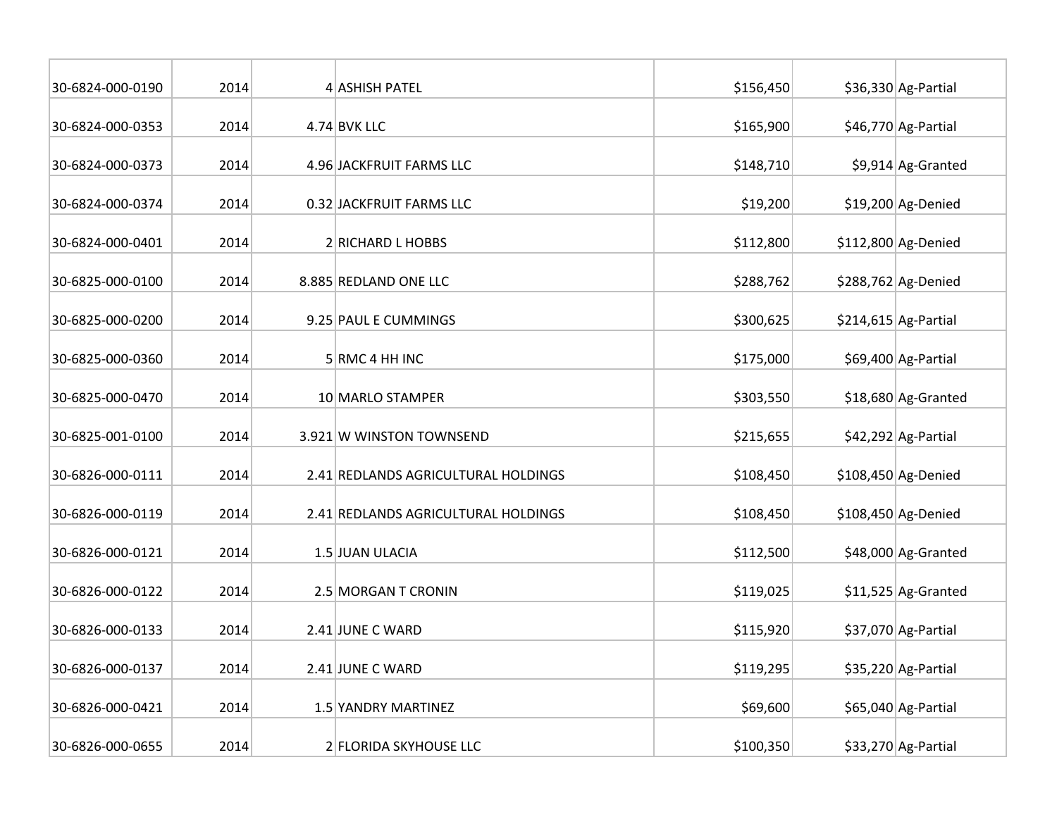| | | | | | | |
|---|---|---|---|---|---|---|
| 30-6824-000-0190 | 2014 | 4 | ASHISH PATEL | $156,450 | $36,330 | Ag-Partial |
| 30-6824-000-0353 | 2014 | 4.74 | BVK LLC | $165,900 | $46,770 | Ag-Partial |
| 30-6824-000-0373 | 2014 | 4.96 | JACKFRUIT FARMS LLC | $148,710 | $9,914 | Ag-Granted |
| 30-6824-000-0374 | 2014 | 0.32 | JACKFRUIT FARMS LLC | $19,200 | $19,200 | Ag-Denied |
| 30-6824-000-0401 | 2014 | 2 | RICHARD L HOBBS | $112,800 | $112,800 | Ag-Denied |
| 30-6825-000-0100 | 2014 | 8.885 | REDLAND ONE LLC | $288,762 | $288,762 | Ag-Denied |
| 30-6825-000-0200 | 2014 | 9.25 | PAUL E CUMMINGS | $300,625 | $214,615 | Ag-Partial |
| 30-6825-000-0360 | 2014 | 5 | RMC 4 HH INC | $175,000 | $69,400 | Ag-Partial |
| 30-6825-000-0470 | 2014 | 10 | MARLO STAMPER | $303,550 | $18,680 | Ag-Granted |
| 30-6825-001-0100 | 2014 | 3.921 | W WINSTON TOWNSEND | $215,655 | $42,292 | Ag-Partial |
| 30-6826-000-0111 | 2014 | 2.41 | REDLANDS AGRICULTURAL HOLDINGS | $108,450 | $108,450 | Ag-Denied |
| 30-6826-000-0119 | 2014 | 2.41 | REDLANDS AGRICULTURAL HOLDINGS | $108,450 | $108,450 | Ag-Denied |
| 30-6826-000-0121 | 2014 | 1.5 | JUAN ULACIA | $112,500 | $48,000 | Ag-Granted |
| 30-6826-000-0122 | 2014 | 2.5 | MORGAN T CRONIN | $119,025 | $11,525 | Ag-Granted |
| 30-6826-000-0133 | 2014 | 2.41 | JUNE C WARD | $115,920 | $37,070 | Ag-Partial |
| 30-6826-000-0137 | 2014 | 2.41 | JUNE C WARD | $119,295 | $35,220 | Ag-Partial |
| 30-6826-000-0421 | 2014 | 1.5 | YANDRY MARTINEZ | $69,600 | $65,040 | Ag-Partial |
| 30-6826-000-0655 | 2014 | 2 | FLORIDA SKYHOUSE LLC | $100,350 | $33,270 | Ag-Partial |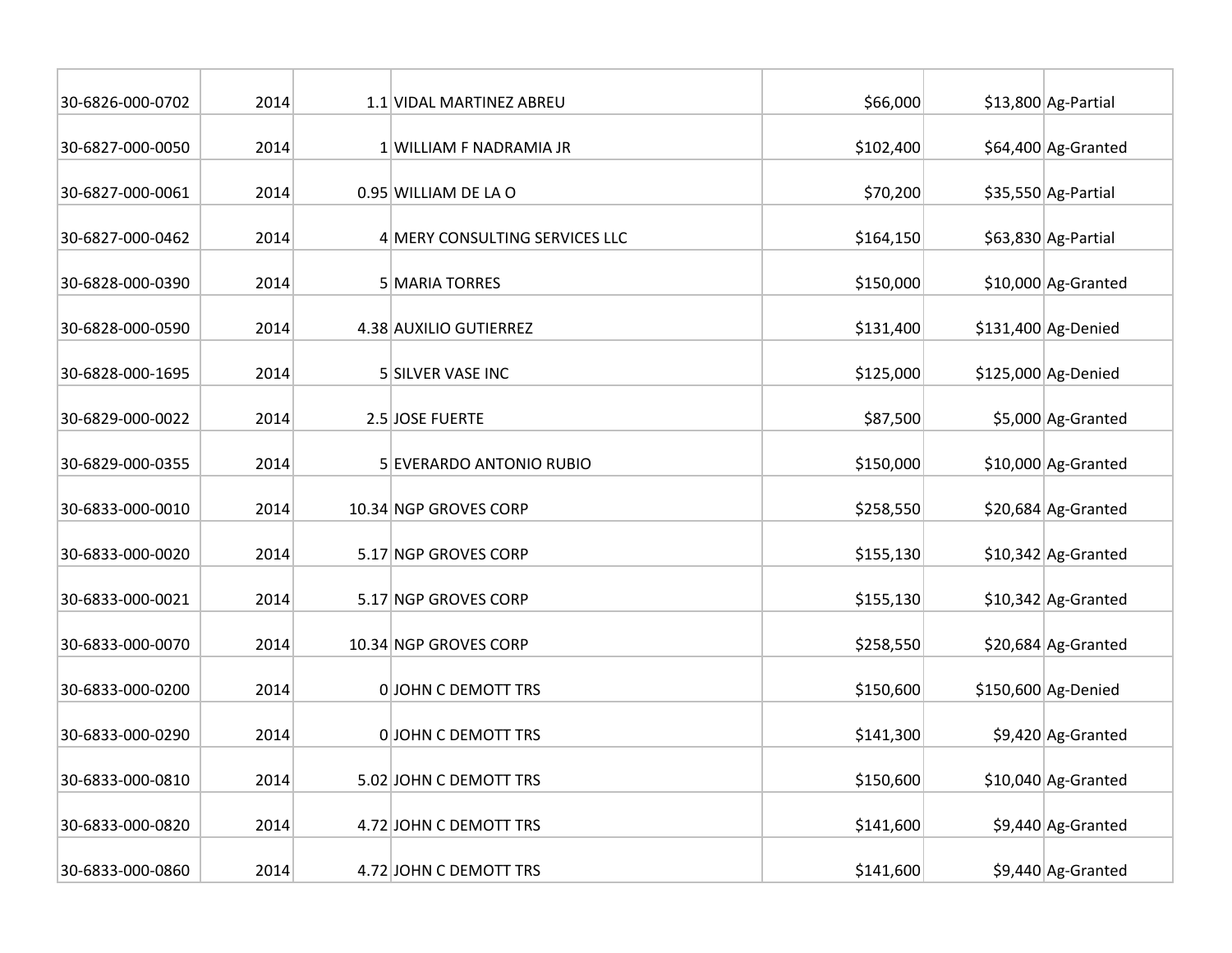| | | | | | | |
|---|---|---|---|---|---|---|
| 30-6826-000-0702 | 2014 | 1.1 | VIDAL MARTINEZ ABREU | $66,000 | $13,800 | Ag-Partial |
| 30-6827-000-0050 | 2014 | 1 | WILLIAM F NADRAMIA JR | $102,400 | $64,400 | Ag-Granted |
| 30-6827-000-0061 | 2014 | 0.95 | WILLIAM DE LA O | $70,200 | $35,550 | Ag-Partial |
| 30-6827-000-0462 | 2014 | 4 | MERY CONSULTING SERVICES LLC | $164,150 | $63,830 | Ag-Partial |
| 30-6828-000-0390 | 2014 | 5 | MARIA TORRES | $150,000 | $10,000 | Ag-Granted |
| 30-6828-000-0590 | 2014 | 4.38 | AUXILIO GUTIERREZ | $131,400 | $131,400 | Ag-Denied |
| 30-6828-000-1695 | 2014 | 5 | SILVER VASE INC | $125,000 | $125,000 | Ag-Denied |
| 30-6829-000-0022 | 2014 | 2.5 | JOSE FUERTE | $87,500 | $5,000 | Ag-Granted |
| 30-6829-000-0355 | 2014 | 5 | EVERARDO ANTONIO RUBIO | $150,000 | $10,000 | Ag-Granted |
| 30-6833-000-0010 | 2014 | 10.34 | NGP GROVES CORP | $258,550 | $20,684 | Ag-Granted |
| 30-6833-000-0020 | 2014 | 5.17 | NGP GROVES CORP | $155,130 | $10,342 | Ag-Granted |
| 30-6833-000-0021 | 2014 | 5.17 | NGP GROVES CORP | $155,130 | $10,342 | Ag-Granted |
| 30-6833-000-0070 | 2014 | 10.34 | NGP GROVES CORP | $258,550 | $20,684 | Ag-Granted |
| 30-6833-000-0200 | 2014 | 0 | JOHN C DEMOTT TRS | $150,600 | $150,600 | Ag-Denied |
| 30-6833-000-0290 | 2014 | 0 | JOHN C DEMOTT TRS | $141,300 | $9,420 | Ag-Granted |
| 30-6833-000-0810 | 2014 | 5.02 | JOHN C DEMOTT TRS | $150,600 | $10,040 | Ag-Granted |
| 30-6833-000-0820 | 2014 | 4.72 | JOHN C DEMOTT TRS | $141,600 | $9,440 | Ag-Granted |
| 30-6833-000-0860 | 2014 | 4.72 | JOHN C DEMOTT TRS | $141,600 | $9,440 | Ag-Granted |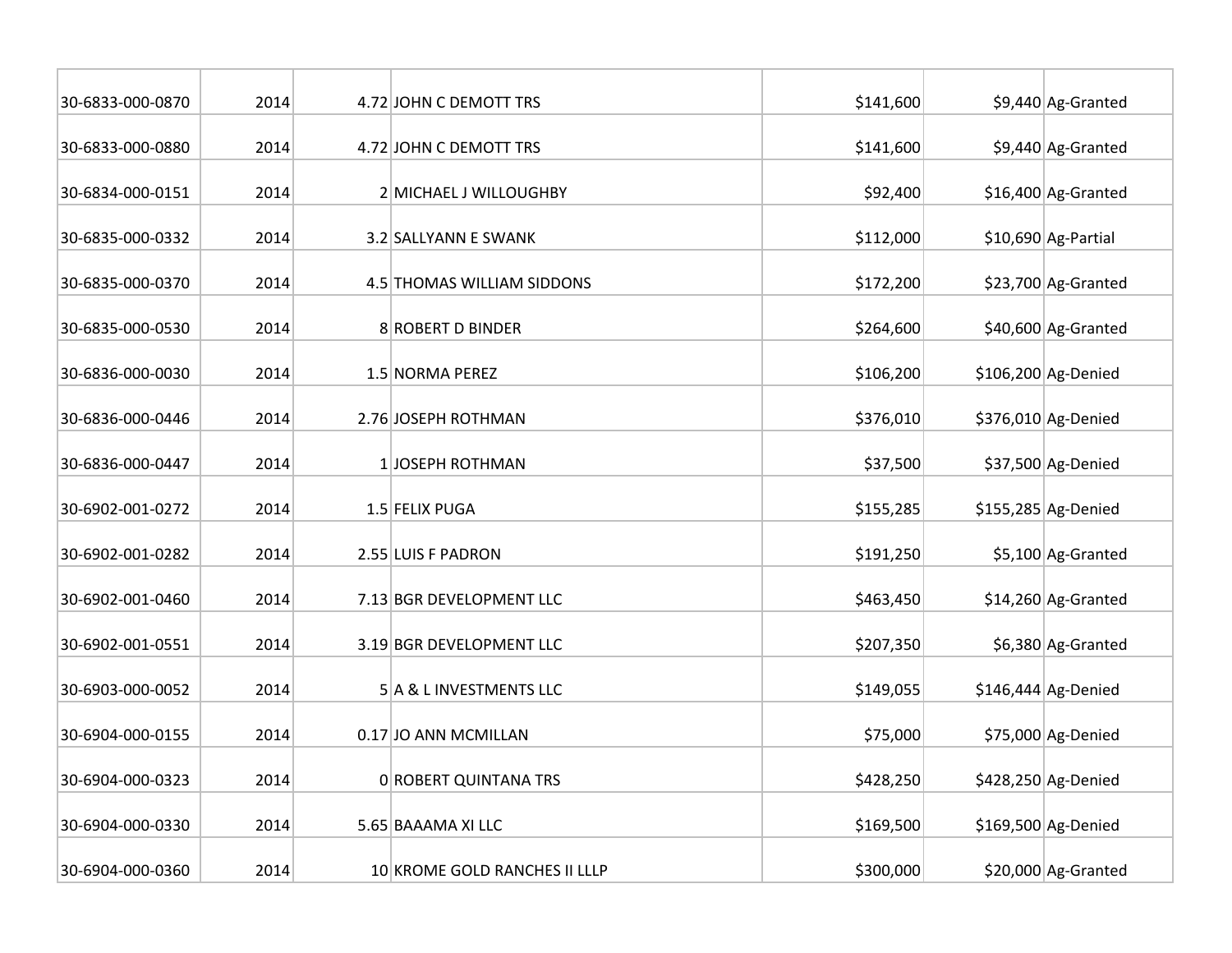| | | | | | | |
|---|---|---|---|---|---|---|
| 30-6833-000-0870 | 2014 | 4.72 | JOHN C DEMOTT TRS | $141,600 | $9,440 | Ag-Granted |
| 30-6833-000-0880 | 2014 | 4.72 | JOHN C DEMOTT TRS | $141,600 | $9,440 | Ag-Granted |
| 30-6834-000-0151 | 2014 | 2 | MICHAEL J WILLOUGHBY | $92,400 | $16,400 | Ag-Granted |
| 30-6835-000-0332 | 2014 | 3.2 | SALLYANN E SWANK | $112,000 | $10,690 | Ag-Partial |
| 30-6835-000-0370 | 2014 | 4.5 | THOMAS WILLIAM SIDDONS | $172,200 | $23,700 | Ag-Granted |
| 30-6835-000-0530 | 2014 | 8 | ROBERT D BINDER | $264,600 | $40,600 | Ag-Granted |
| 30-6836-000-0030 | 2014 | 1.5 | NORMA PEREZ | $106,200 | $106,200 | Ag-Denied |
| 30-6836-000-0446 | 2014 | 2.76 | JOSEPH ROTHMAN | $376,010 | $376,010 | Ag-Denied |
| 30-6836-000-0447 | 2014 | 1 | JOSEPH ROTHMAN | $37,500 | $37,500 | Ag-Denied |
| 30-6902-001-0272 | 2014 | 1.5 | FELIX PUGA | $155,285 | $155,285 | Ag-Denied |
| 30-6902-001-0282 | 2014 | 2.55 | LUIS F PADRON | $191,250 | $5,100 | Ag-Granted |
| 30-6902-001-0460 | 2014 | 7.13 | BGR DEVELOPMENT LLC | $463,450 | $14,260 | Ag-Granted |
| 30-6902-001-0551 | 2014 | 3.19 | BGR DEVELOPMENT LLC | $207,350 | $6,380 | Ag-Granted |
| 30-6903-000-0052 | 2014 | 5 | A & L INVESTMENTS LLC | $149,055 | $146,444 | Ag-Denied |
| 30-6904-000-0155 | 2014 | 0.17 | JO ANN MCMILLAN | $75,000 | $75,000 | Ag-Denied |
| 30-6904-000-0323 | 2014 | 0 | ROBERT QUINTANA TRS | $428,250 | $428,250 | Ag-Denied |
| 30-6904-000-0330 | 2014 | 5.65 | BAAAMA XI LLC | $169,500 | $169,500 | Ag-Denied |
| 30-6904-000-0360 | 2014 | 10 | KROME GOLD RANCHES II LLLP | $300,000 | $20,000 | Ag-Granted |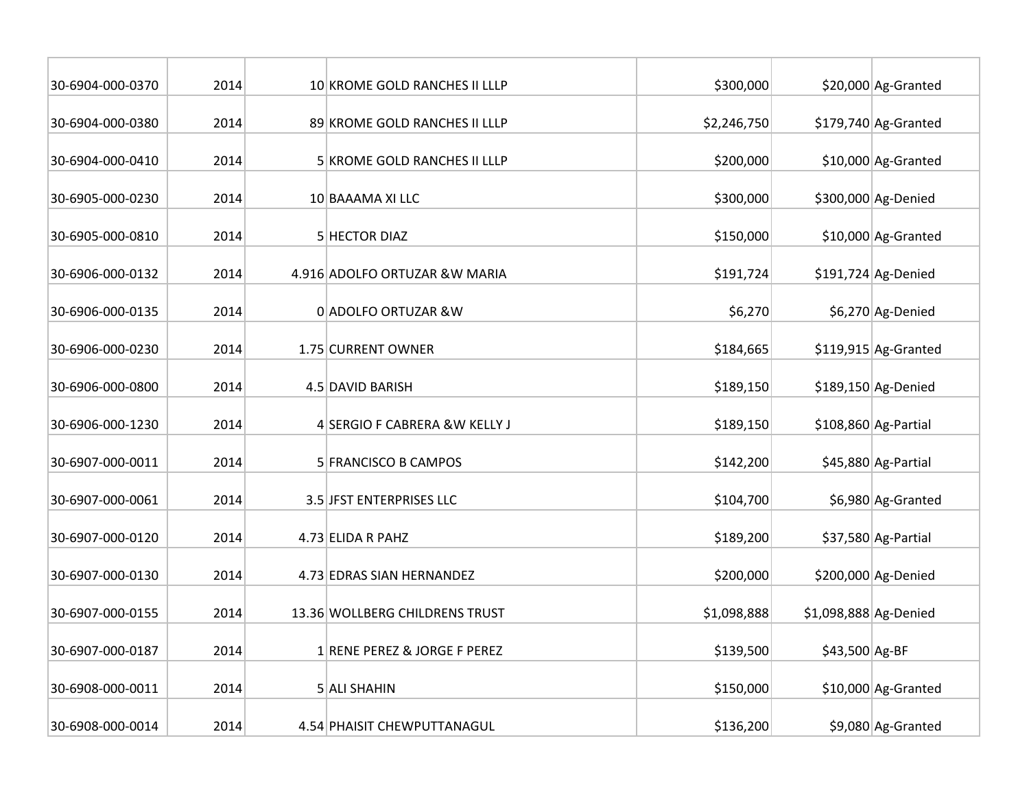| | | | | | | |
|---|---|---|---|---|---|---|
| 30-6904-000-0370 | 2014 | 10 | KROME GOLD RANCHES II LLLP | $300,000 | $20,000 | Ag-Granted |
| 30-6904-000-0380 | 2014 | 89 | KROME GOLD RANCHES II LLLP | $2,246,750 | $179,740 | Ag-Granted |
| 30-6904-000-0410 | 2014 | 5 | KROME GOLD RANCHES II LLLP | $200,000 | $10,000 | Ag-Granted |
| 30-6905-000-0230 | 2014 | 10 | BAAAMA XI LLC | $300,000 | $300,000 | Ag-Denied |
| 30-6905-000-0810 | 2014 | 5 | HECTOR DIAZ | $150,000 | $10,000 | Ag-Granted |
| 30-6906-000-0132 | 2014 | 4.916 | ADOLFO ORTUZAR &W MARIA | $191,724 | $191,724 | Ag-Denied |
| 30-6906-000-0135 | 2014 | 0 | ADOLFO ORTUZAR &W | $6,270 | $6,270 | Ag-Denied |
| 30-6906-000-0230 | 2014 | 1.75 | CURRENT OWNER | $184,665 | $119,915 | Ag-Granted |
| 30-6906-000-0800 | 2014 | 4.5 | DAVID BARISH | $189,150 | $189,150 | Ag-Denied |
| 30-6906-000-1230 | 2014 | 4 | SERGIO F CABRERA &W KELLY J | $189,150 | $108,860 | Ag-Partial |
| 30-6907-000-0011 | 2014 | 5 | FRANCISCO B CAMPOS | $142,200 | $45,880 | Ag-Partial |
| 30-6907-000-0061 | 2014 | 3.5 | JFST ENTERPRISES LLC | $104,700 | $6,980 | Ag-Granted |
| 30-6907-000-0120 | 2014 | 4.73 | ELIDA R PAHZ | $189,200 | $37,580 | Ag-Partial |
| 30-6907-000-0130 | 2014 | 4.73 | EDRAS SIAN HERNANDEZ | $200,000 | $200,000 | Ag-Denied |
| 30-6907-000-0155 | 2014 | 13.36 | WOLLBERG CHILDRENS TRUST | $1,098,888 | $1,098,888 | Ag-Denied |
| 30-6907-000-0187 | 2014 | 1 | RENE PEREZ & JORGE F PEREZ | $139,500 | $43,500 | Ag-BF |
| 30-6908-000-0011 | 2014 | 5 | ALI SHAHIN | $150,000 | $10,000 | Ag-Granted |
| 30-6908-000-0014 | 2014 | 4.54 | PHAISIT CHEWPUTTANAGUL | $136,200 | $9,080 | Ag-Granted |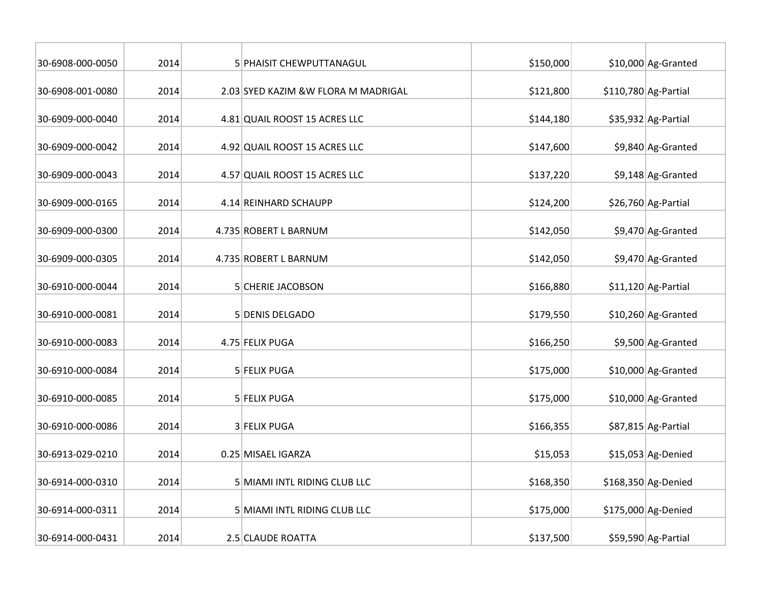| | | | | | | |
|---|---|---|---|---|---|---|
| 30-6908-000-0050 | 2014 | 5 | PHAISIT CHEWPUTTANAGUL | $150,000 | $10,000 | Ag-Granted |
| 30-6908-001-0080 | 2014 | 2.03 | SYED KAZIM &W FLORA M MADRIGAL | $121,800 | $110,780 | Ag-Partial |
| 30-6909-000-0040 | 2014 | 4.81 | QUAIL ROOST 15 ACRES LLC | $144,180 | $35,932 | Ag-Partial |
| 30-6909-000-0042 | 2014 | 4.92 | QUAIL ROOST 15 ACRES LLC | $147,600 | $9,840 | Ag-Granted |
| 30-6909-000-0043 | 2014 | 4.57 | QUAIL ROOST 15 ACRES LLC | $137,220 | $9,148 | Ag-Granted |
| 30-6909-000-0165 | 2014 | 4.14 | REINHARD SCHAUPP | $124,200 | $26,760 | Ag-Partial |
| 30-6909-000-0300 | 2014 | 4.735 | ROBERT L BARNUM | $142,050 | $9,470 | Ag-Granted |
| 30-6909-000-0305 | 2014 | 4.735 | ROBERT L BARNUM | $142,050 | $9,470 | Ag-Granted |
| 30-6910-000-0044 | 2014 | 5 | CHERIE JACOBSON | $166,880 | $11,120 | Ag-Partial |
| 30-6910-000-0081 | 2014 | 5 | DENIS DELGADO | $179,550 | $10,260 | Ag-Granted |
| 30-6910-000-0083 | 2014 | 4.75 | FELIX PUGA | $166,250 | $9,500 | Ag-Granted |
| 30-6910-000-0084 | 2014 | 5 | FELIX PUGA | $175,000 | $10,000 | Ag-Granted |
| 30-6910-000-0085 | 2014 | 5 | FELIX PUGA | $175,000 | $10,000 | Ag-Granted |
| 30-6910-000-0086 | 2014 | 3 | FELIX PUGA | $166,355 | $87,815 | Ag-Partial |
| 30-6913-029-0210 | 2014 | 0.25 | MISAEL IGARZA | $15,053 | $15,053 | Ag-Denied |
| 30-6914-000-0310 | 2014 | 5 | MIAMI INTL RIDING CLUB LLC | $168,350 | $168,350 | Ag-Denied |
| 30-6914-000-0311 | 2014 | 5 | MIAMI INTL RIDING CLUB LLC | $175,000 | $175,000 | Ag-Denied |
| 30-6914-000-0431 | 2014 | 2.5 | CLAUDE ROATTA | $137,500 | $59,590 | Ag-Partial |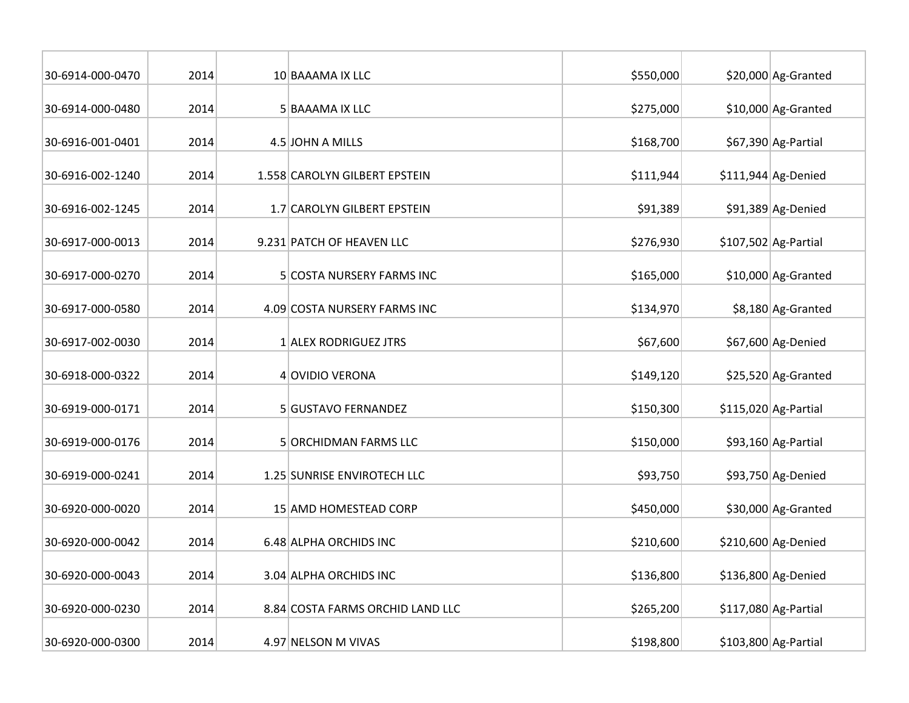| | | | | | | |
|---|---|---|---|---|---|---|
| 30-6914-000-0470 | 2014 | 10 | BAAAMA IX LLC | $550,000 | $20,000 | Ag-Granted |
| 30-6914-000-0480 | 2014 | 5 | BAAAMA IX LLC | $275,000 | $10,000 | Ag-Granted |
| 30-6916-001-0401 | 2014 | 4.5 | JOHN A MILLS | $168,700 | $67,390 | Ag-Partial |
| 30-6916-002-1240 | 2014 | 1.558 | CAROLYN GILBERT EPSTEIN | $111,944 | $111,944 | Ag-Denied |
| 30-6916-002-1245 | 2014 | 1.7 | CAROLYN GILBERT EPSTEIN | $91,389 | $91,389 | Ag-Denied |
| 30-6917-000-0013 | 2014 | 9.231 | PATCH OF HEAVEN LLC | $276,930 | $107,502 | Ag-Partial |
| 30-6917-000-0270 | 2014 | 5 | COSTA NURSERY FARMS INC | $165,000 | $10,000 | Ag-Granted |
| 30-6917-000-0580 | 2014 | 4.09 | COSTA NURSERY FARMS INC | $134,970 | $8,180 | Ag-Granted |
| 30-6917-002-0030 | 2014 | 1 | ALEX RODRIGUEZ JTRS | $67,600 | $67,600 | Ag-Denied |
| 30-6918-000-0322 | 2014 | 4 | OVIDIO VERONA | $149,120 | $25,520 | Ag-Granted |
| 30-6919-000-0171 | 2014 | 5 | GUSTAVO FERNANDEZ | $150,300 | $115,020 | Ag-Partial |
| 30-6919-000-0176 | 2014 | 5 | ORCHIDMAN FARMS LLC | $150,000 | $93,160 | Ag-Partial |
| 30-6919-000-0241 | 2014 | 1.25 | SUNRISE ENVIROTECH LLC | $93,750 | $93,750 | Ag-Denied |
| 30-6920-000-0020 | 2014 | 15 | AMD HOMESTEAD CORP | $450,000 | $30,000 | Ag-Granted |
| 30-6920-000-0042 | 2014 | 6.48 | ALPHA ORCHIDS INC | $210,600 | $210,600 | Ag-Denied |
| 30-6920-000-0043 | 2014 | 3.04 | ALPHA ORCHIDS INC | $136,800 | $136,800 | Ag-Denied |
| 30-6920-000-0230 | 2014 | 8.84 | COSTA FARMS ORCHID LAND LLC | $265,200 | $117,080 | Ag-Partial |
| 30-6920-000-0300 | 2014 | 4.97 | NELSON M VIVAS | $198,800 | $103,800 | Ag-Partial |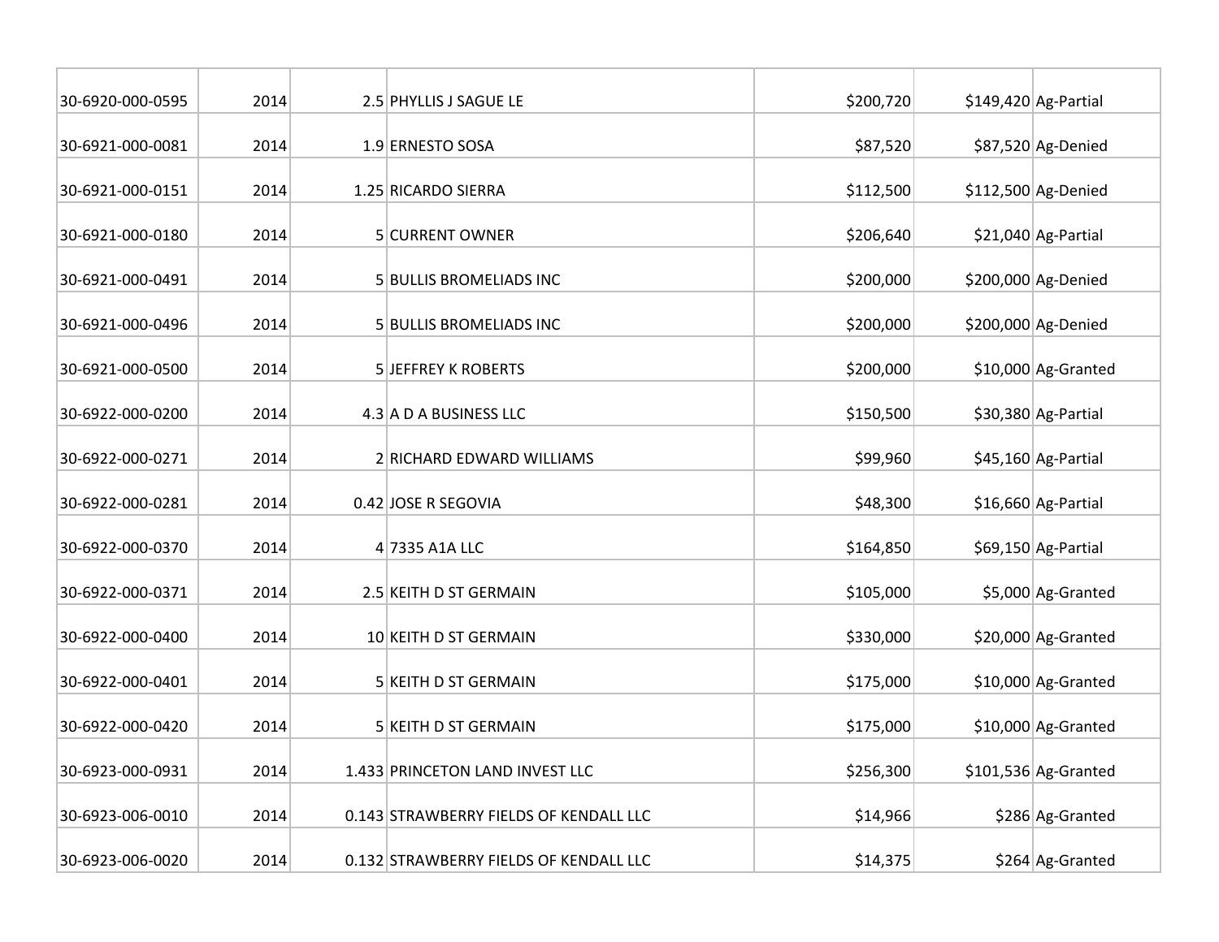| | | | | | | |
|---|---|---|---|---|---|---|
| 30-6920-000-0595 | 2014 | 2.5 | PHYLLIS J SAGUE LE | $200,720 | $149,420 | Ag-Partial |
| 30-6921-000-0081 | 2014 | 1.9 | ERNESTO SOSA | $87,520 | $87,520 | Ag-Denied |
| 30-6921-000-0151 | 2014 | 1.25 | RICARDO SIERRA | $112,500 | $112,500 | Ag-Denied |
| 30-6921-000-0180 | 2014 | 5 | CURRENT OWNER | $206,640 | $21,040 | Ag-Partial |
| 30-6921-000-0491 | 2014 | 5 | BULLIS BROMELIADS INC | $200,000 | $200,000 | Ag-Denied |
| 30-6921-000-0496 | 2014 | 5 | BULLIS BROMELIADS INC | $200,000 | $200,000 | Ag-Denied |
| 30-6921-000-0500 | 2014 | 5 | JEFFREY K ROBERTS | $200,000 | $10,000 | Ag-Granted |
| 30-6922-000-0200 | 2014 | 4.3 | A D A BUSINESS LLC | $150,500 | $30,380 | Ag-Partial |
| 30-6922-000-0271 | 2014 | 2 | RICHARD EDWARD WILLIAMS | $99,960 | $45,160 | Ag-Partial |
| 30-6922-000-0281 | 2014 | 0.42 | JOSE R SEGOVIA | $48,300 | $16,660 | Ag-Partial |
| 30-6922-000-0370 | 2014 | 4 | 7335 A1A LLC | $164,850 | $69,150 | Ag-Partial |
| 30-6922-000-0371 | 2014 | 2.5 | KEITH D ST GERMAIN | $105,000 | $5,000 | Ag-Granted |
| 30-6922-000-0400 | 2014 | 10 | KEITH D ST GERMAIN | $330,000 | $20,000 | Ag-Granted |
| 30-6922-000-0401 | 2014 | 5 | KEITH D ST GERMAIN | $175,000 | $10,000 | Ag-Granted |
| 30-6922-000-0420 | 2014 | 5 | KEITH D ST GERMAIN | $175,000 | $10,000 | Ag-Granted |
| 30-6923-000-0931 | 2014 | 1.433 | PRINCETON LAND INVEST LLC | $256,300 | $101,536 | Ag-Granted |
| 30-6923-006-0010 | 2014 | 0.143 | STRAWBERRY FIELDS OF KENDALL LLC | $14,966 | $286 | Ag-Granted |
| 30-6923-006-0020 | 2014 | 0.132 | STRAWBERRY FIELDS OF KENDALL LLC | $14,375 | $264 | Ag-Granted |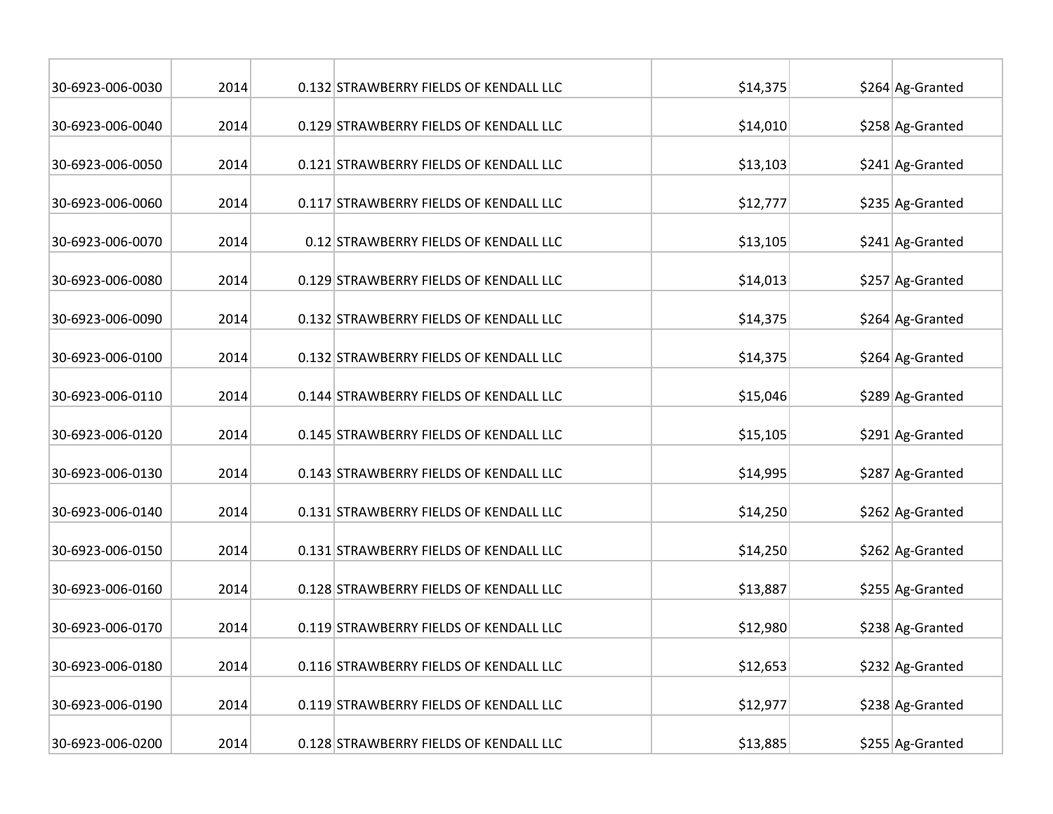| | | | | | | |
|---|---|---|---|---|---|---|
| 30-6923-006-0030 | 2014 | 0.132 | STRAWBERRY FIELDS OF KENDALL LLC | $14,375 | $264 | Ag-Granted |
| 30-6923-006-0040 | 2014 | 0.129 | STRAWBERRY FIELDS OF KENDALL LLC | $14,010 | $258 | Ag-Granted |
| 30-6923-006-0050 | 2014 | 0.121 | STRAWBERRY FIELDS OF KENDALL LLC | $13,103 | $241 | Ag-Granted |
| 30-6923-006-0060 | 2014 | 0.117 | STRAWBERRY FIELDS OF KENDALL LLC | $12,777 | $235 | Ag-Granted |
| 30-6923-006-0070 | 2014 | 0.12 | STRAWBERRY FIELDS OF KENDALL LLC | $13,105 | $241 | Ag-Granted |
| 30-6923-006-0080 | 2014 | 0.129 | STRAWBERRY FIELDS OF KENDALL LLC | $14,013 | $257 | Ag-Granted |
| 30-6923-006-0090 | 2014 | 0.132 | STRAWBERRY FIELDS OF KENDALL LLC | $14,375 | $264 | Ag-Granted |
| 30-6923-006-0100 | 2014 | 0.132 | STRAWBERRY FIELDS OF KENDALL LLC | $14,375 | $264 | Ag-Granted |
| 30-6923-006-0110 | 2014 | 0.144 | STRAWBERRY FIELDS OF KENDALL LLC | $15,046 | $289 | Ag-Granted |
| 30-6923-006-0120 | 2014 | 0.145 | STRAWBERRY FIELDS OF KENDALL LLC | $15,105 | $291 | Ag-Granted |
| 30-6923-006-0130 | 2014 | 0.143 | STRAWBERRY FIELDS OF KENDALL LLC | $14,995 | $287 | Ag-Granted |
| 30-6923-006-0140 | 2014 | 0.131 | STRAWBERRY FIELDS OF KENDALL LLC | $14,250 | $262 | Ag-Granted |
| 30-6923-006-0150 | 2014 | 0.131 | STRAWBERRY FIELDS OF KENDALL LLC | $14,250 | $262 | Ag-Granted |
| 30-6923-006-0160 | 2014 | 0.128 | STRAWBERRY FIELDS OF KENDALL LLC | $13,887 | $255 | Ag-Granted |
| 30-6923-006-0170 | 2014 | 0.119 | STRAWBERRY FIELDS OF KENDALL LLC | $12,980 | $238 | Ag-Granted |
| 30-6923-006-0180 | 2014 | 0.116 | STRAWBERRY FIELDS OF KENDALL LLC | $12,653 | $232 | Ag-Granted |
| 30-6923-006-0190 | 2014 | 0.119 | STRAWBERRY FIELDS OF KENDALL LLC | $12,977 | $238 | Ag-Granted |
| 30-6923-006-0200 | 2014 | 0.128 | STRAWBERRY FIELDS OF KENDALL LLC | $13,885 | $255 | Ag-Granted |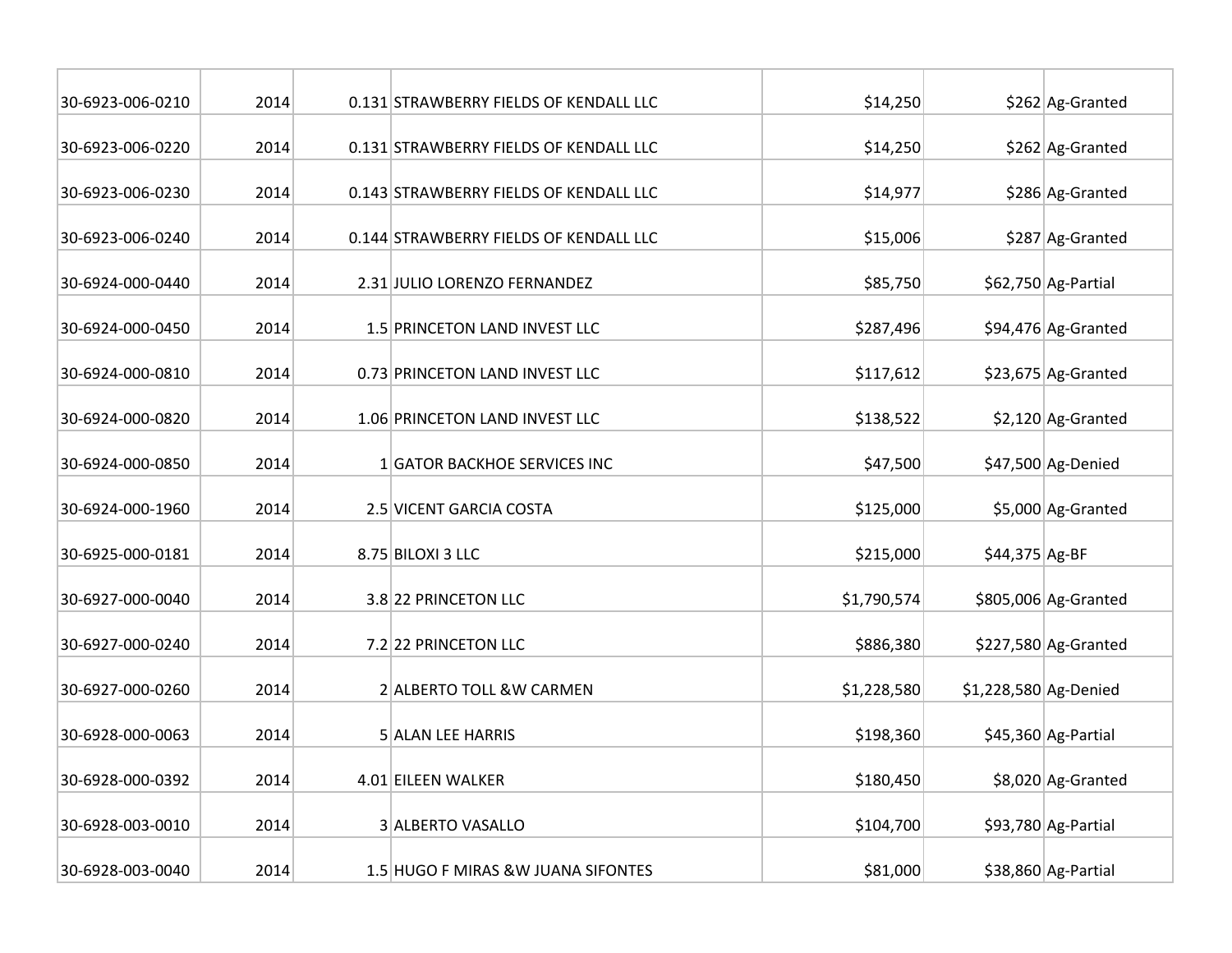| | | | | | | |
|---|---|---|---|---|---|---|
| 30-6923-006-0210 | 2014 | 0.131 | STRAWBERRY FIELDS OF KENDALL LLC | $14,250 | $262 | Ag-Granted |
| 30-6923-006-0220 | 2014 | 0.131 | STRAWBERRY FIELDS OF KENDALL LLC | $14,250 | $262 | Ag-Granted |
| 30-6923-006-0230 | 2014 | 0.143 | STRAWBERRY FIELDS OF KENDALL LLC | $14,977 | $286 | Ag-Granted |
| 30-6923-006-0240 | 2014 | 0.144 | STRAWBERRY FIELDS OF KENDALL LLC | $15,006 | $287 | Ag-Granted |
| 30-6924-000-0440 | 2014 | 2.31 | JULIO LORENZO FERNANDEZ | $85,750 | $62,750 | Ag-Partial |
| 30-6924-000-0450 | 2014 | 1.5 | PRINCETON LAND INVEST LLC | $287,496 | $94,476 | Ag-Granted |
| 30-6924-000-0810 | 2014 | 0.73 | PRINCETON LAND INVEST LLC | $117,612 | $23,675 | Ag-Granted |
| 30-6924-000-0820 | 2014 | 1.06 | PRINCETON LAND INVEST LLC | $138,522 | $2,120 | Ag-Granted |
| 30-6924-000-0850 | 2014 | 1 | GATOR BACKHOE SERVICES INC | $47,500 | $47,500 | Ag-Denied |
| 30-6924-000-1960 | 2014 | 2.5 | VICENT GARCIA COSTA | $125,000 | $5,000 | Ag-Granted |
| 30-6925-000-0181 | 2014 | 8.75 | BILOXI 3 LLC | $215,000 | $44,375 | Ag-BF |
| 30-6927-000-0040 | 2014 | 3.8 | 22 PRINCETON LLC | $1,790,574 | $805,006 | Ag-Granted |
| 30-6927-000-0240 | 2014 | 7.2 | 22 PRINCETON LLC | $886,380 | $227,580 | Ag-Granted |
| 30-6927-000-0260 | 2014 | 2 | ALBERTO TOLL &W CARMEN | $1,228,580 | $1,228,580 | Ag-Denied |
| 30-6928-000-0063 | 2014 | 5 | ALAN LEE HARRIS | $198,360 | $45,360 | Ag-Partial |
| 30-6928-000-0392 | 2014 | 4.01 | EILEEN WALKER | $180,450 | $8,020 | Ag-Granted |
| 30-6928-003-0010 | 2014 | 3 | ALBERTO VASALLO | $104,700 | $93,780 | Ag-Partial |
| 30-6928-003-0040 | 2014 | 1.5 | HUGO F MIRAS &W JUANA SIFONTES | $81,000 | $38,860 | Ag-Partial |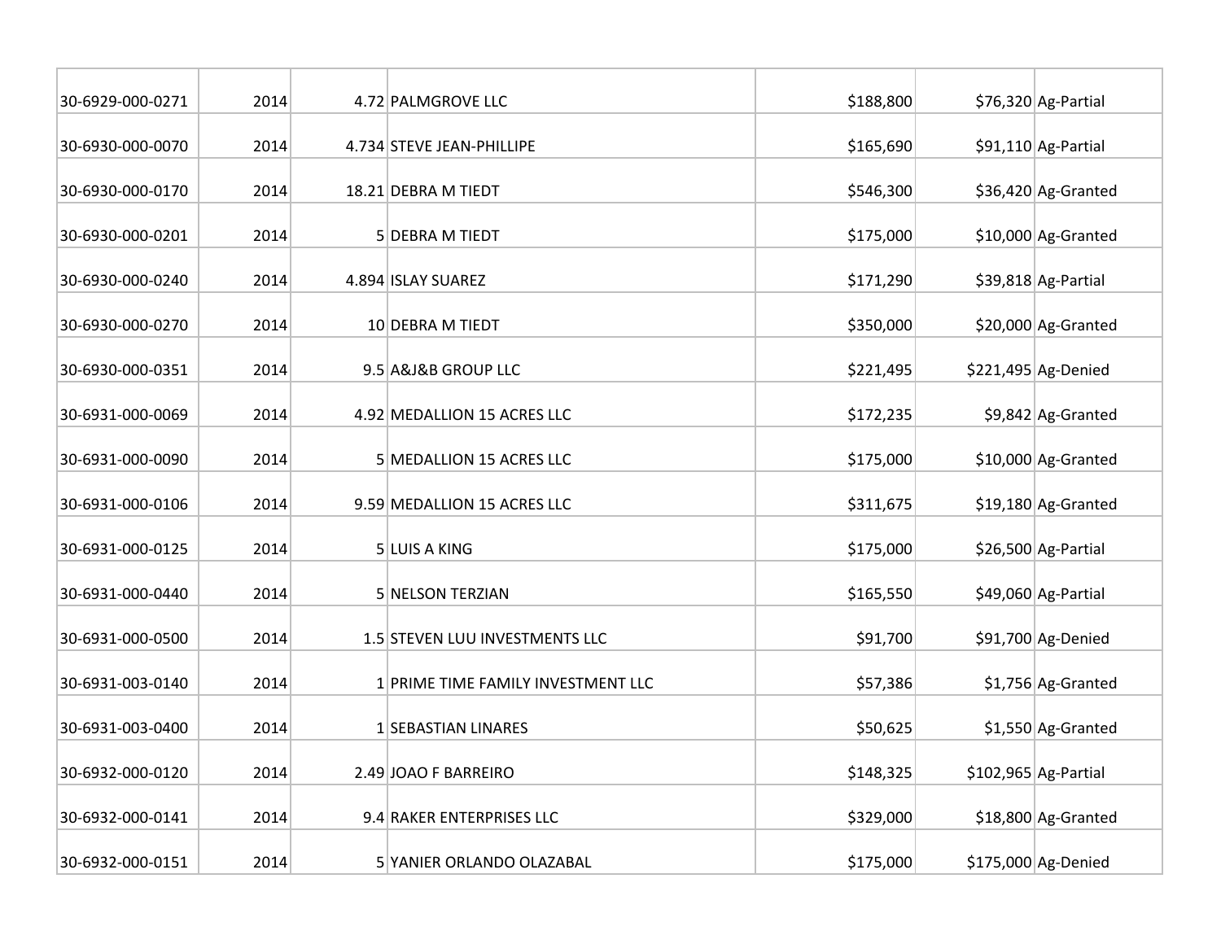| | | | | | | |
|---|---|---|---|---|---|---|
| 30-6929-000-0271 | 2014 | 4.72 | PALMGROVE LLC | $188,800 | $76,320 | Ag-Partial |
| 30-6930-000-0070 | 2014 | 4.734 | STEVE JEAN-PHILLIPE | $165,690 | $91,110 | Ag-Partial |
| 30-6930-000-0170 | 2014 | 18.21 | DEBRA M TIEDT | $546,300 | $36,420 | Ag-Granted |
| 30-6930-000-0201 | 2014 | 5 | DEBRA M TIEDT | $175,000 | $10,000 | Ag-Granted |
| 30-6930-000-0240 | 2014 | 4.894 | ISLAY SUAREZ | $171,290 | $39,818 | Ag-Partial |
| 30-6930-000-0270 | 2014 | 10 | DEBRA M TIEDT | $350,000 | $20,000 | Ag-Granted |
| 30-6930-000-0351 | 2014 | 9.5 | A&J&B GROUP LLC | $221,495 | $221,495 | Ag-Denied |
| 30-6931-000-0069 | 2014 | 4.92 | MEDALLION 15 ACRES LLC | $172,235 | $9,842 | Ag-Granted |
| 30-6931-000-0090 | 2014 | 5 | MEDALLION 15 ACRES LLC | $175,000 | $10,000 | Ag-Granted |
| 30-6931-000-0106 | 2014 | 9.59 | MEDALLION 15 ACRES LLC | $311,675 | $19,180 | Ag-Granted |
| 30-6931-000-0125 | 2014 | 5 | LUIS A KING | $175,000 | $26,500 | Ag-Partial |
| 30-6931-000-0440 | 2014 | 5 | NELSON TERZIAN | $165,550 | $49,060 | Ag-Partial |
| 30-6931-000-0500 | 2014 | 1.5 | STEVEN LUU INVESTMENTS LLC | $91,700 | $91,700 | Ag-Denied |
| 30-6931-003-0140 | 2014 | 1 | PRIME TIME FAMILY INVESTMENT LLC | $57,386 | $1,756 | Ag-Granted |
| 30-6931-003-0400 | 2014 | 1 | SEBASTIAN LINARES | $50,625 | $1,550 | Ag-Granted |
| 30-6932-000-0120 | 2014 | 2.49 | JOAO F BARREIRO | $148,325 | $102,965 | Ag-Partial |
| 30-6932-000-0141 | 2014 | 9.4 | RAKER ENTERPRISES LLC | $329,000 | $18,800 | Ag-Granted |
| 30-6932-000-0151 | 2014 | 5 | YANIER ORLANDO OLAZABAL | $175,000 | $175,000 | Ag-Denied |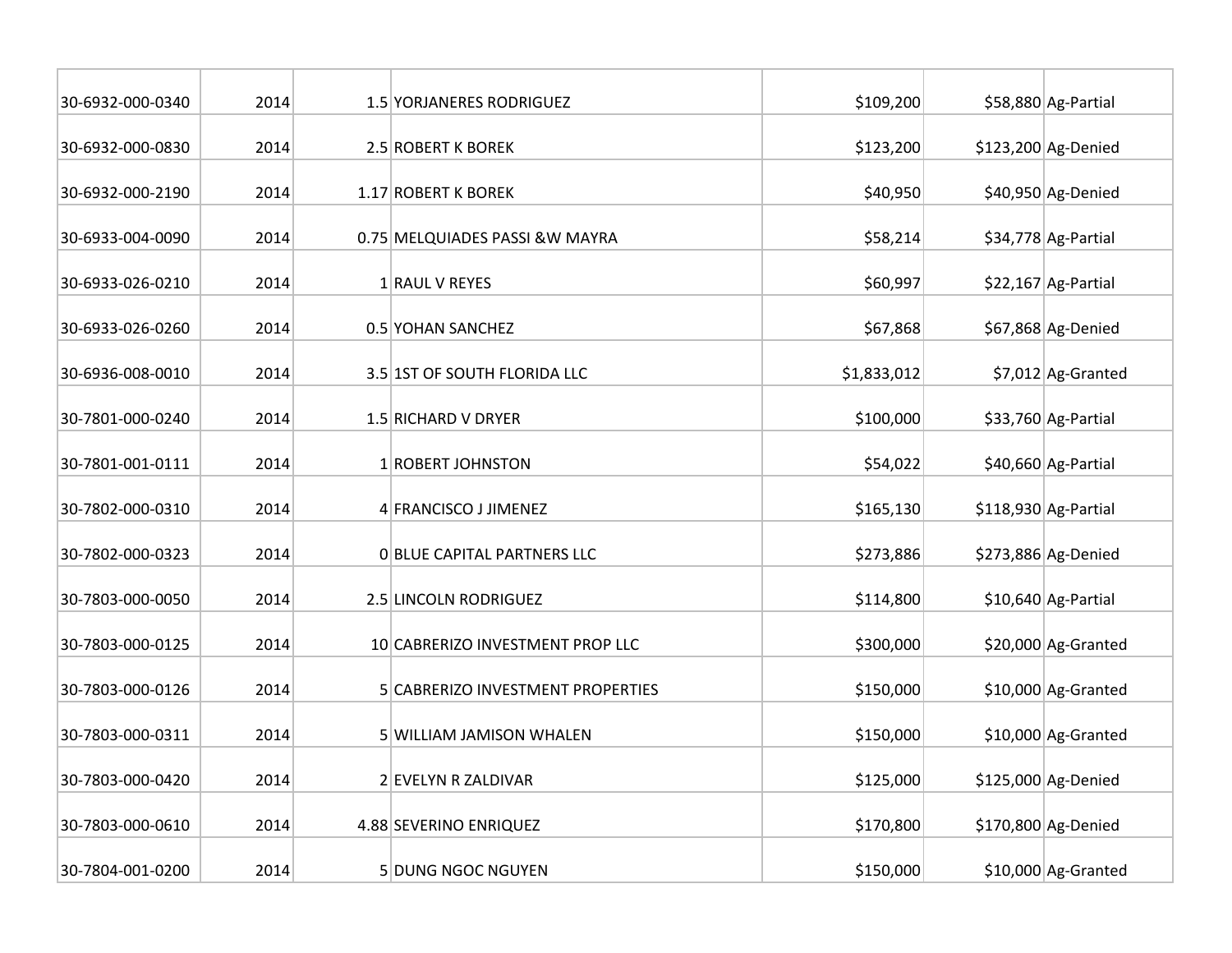| | | | | | | |
|---|---|---|---|---|---|---|
| 30-6932-000-0340 | 2014 | 1.5 | YORJANERES RODRIGUEZ | $109,200 | $58,880 | Ag-Partial |
| 30-6932-000-0830 | 2014 | 2.5 | ROBERT K BOREK | $123,200 | $123,200 | Ag-Denied |
| 30-6932-000-2190 | 2014 | 1.17 | ROBERT K BOREK | $40,950 | $40,950 | Ag-Denied |
| 30-6933-004-0090 | 2014 | 0.75 | MELQUIADES PASSI &W MAYRA | $58,214 | $34,778 | Ag-Partial |
| 30-6933-026-0210 | 2014 | 1 | RAUL V REYES | $60,997 | $22,167 | Ag-Partial |
| 30-6933-026-0260 | 2014 | 0.5 | YOHAN SANCHEZ | $67,868 | $67,868 | Ag-Denied |
| 30-6936-008-0010 | 2014 | 3.5 | 1ST OF SOUTH FLORIDA LLC | $1,833,012 | $7,012 | Ag-Granted |
| 30-7801-000-0240 | 2014 | 1.5 | RICHARD V DRYER | $100,000 | $33,760 | Ag-Partial |
| 30-7801-001-0111 | 2014 | 1 | ROBERT JOHNSTON | $54,022 | $40,660 | Ag-Partial |
| 30-7802-000-0310 | 2014 | 4 | FRANCISCO J JIMENEZ | $165,130 | $118,930 | Ag-Partial |
| 30-7802-000-0323 | 2014 | 0 | BLUE CAPITAL PARTNERS LLC | $273,886 | $273,886 | Ag-Denied |
| 30-7803-000-0050 | 2014 | 2.5 | LINCOLN RODRIGUEZ | $114,800 | $10,640 | Ag-Partial |
| 30-7803-000-0125 | 2014 | 10 | CABRERIZO INVESTMENT PROP LLC | $300,000 | $20,000 | Ag-Granted |
| 30-7803-000-0126 | 2014 | 5 | CABRERIZO INVESTMENT PROPERTIES | $150,000 | $10,000 | Ag-Granted |
| 30-7803-000-0311 | 2014 | 5 | WILLIAM JAMISON WHALEN | $150,000 | $10,000 | Ag-Granted |
| 30-7803-000-0420 | 2014 | 2 | EVELYN R ZALDIVAR | $125,000 | $125,000 | Ag-Denied |
| 30-7803-000-0610 | 2014 | 4.88 | SEVERINO ENRIQUEZ | $170,800 | $170,800 | Ag-Denied |
| 30-7804-001-0200 | 2014 | 5 | DUNG NGOC NGUYEN | $150,000 | $10,000 | Ag-Granted |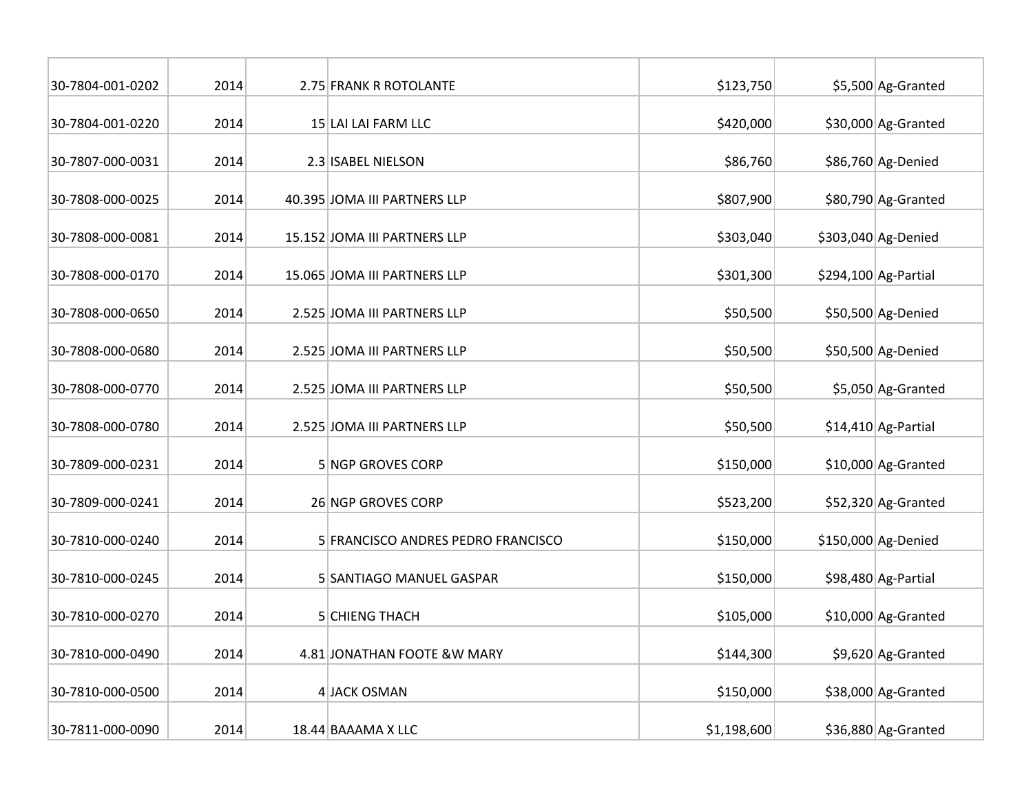| | | | | | | |
|---|---|---|---|---|---|---|
| 30-7804-001-0202 | 2014 | 2.75 | FRANK R ROTOLANTE | $123,750 | $5,500 | Ag-Granted |
| 30-7804-001-0220 | 2014 | 15 | LAI LAI FARM LLC | $420,000 | $30,000 | Ag-Granted |
| 30-7807-000-0031 | 2014 | 2.3 | ISABEL NIELSON | $86,760 | $86,760 | Ag-Denied |
| 30-7808-000-0025 | 2014 | 40.395 | JOMA III PARTNERS LLP | $807,900 | $80,790 | Ag-Granted |
| 30-7808-000-0081 | 2014 | 15.152 | JOMA III PARTNERS LLP | $303,040 | $303,040 | Ag-Denied |
| 30-7808-000-0170 | 2014 | 15.065 | JOMA III PARTNERS LLP | $301,300 | $294,100 | Ag-Partial |
| 30-7808-000-0650 | 2014 | 2.525 | JOMA III PARTNERS LLP | $50,500 | $50,500 | Ag-Denied |
| 30-7808-000-0680 | 2014 | 2.525 | JOMA III PARTNERS LLP | $50,500 | $50,500 | Ag-Denied |
| 30-7808-000-0770 | 2014 | 2.525 | JOMA III PARTNERS LLP | $50,500 | $5,050 | Ag-Granted |
| 30-7808-000-0780 | 2014 | 2.525 | JOMA III PARTNERS LLP | $50,500 | $14,410 | Ag-Partial |
| 30-7809-000-0231 | 2014 | 5 | NGP GROVES CORP | $150,000 | $10,000 | Ag-Granted |
| 30-7809-000-0241 | 2014 | 26 | NGP GROVES CORP | $523,200 | $52,320 | Ag-Granted |
| 30-7810-000-0240 | 2014 | 5 | FRANCISCO ANDRES PEDRO FRANCISCO | $150,000 | $150,000 | Ag-Denied |
| 30-7810-000-0245 | 2014 | 5 | SANTIAGO MANUEL GASPAR | $150,000 | $98,480 | Ag-Partial |
| 30-7810-000-0270 | 2014 | 5 | CHIENG THACH | $105,000 | $10,000 | Ag-Granted |
| 30-7810-000-0490 | 2014 | 4.81 | JONATHAN FOOTE &W MARY | $144,300 | $9,620 | Ag-Granted |
| 30-7810-000-0500 | 2014 | 4 | JACK OSMAN | $150,000 | $38,000 | Ag-Granted |
| 30-7811-000-0090 | 2014 | 18.44 | BAAAMA X LLC | $1,198,600 | $36,880 | Ag-Granted |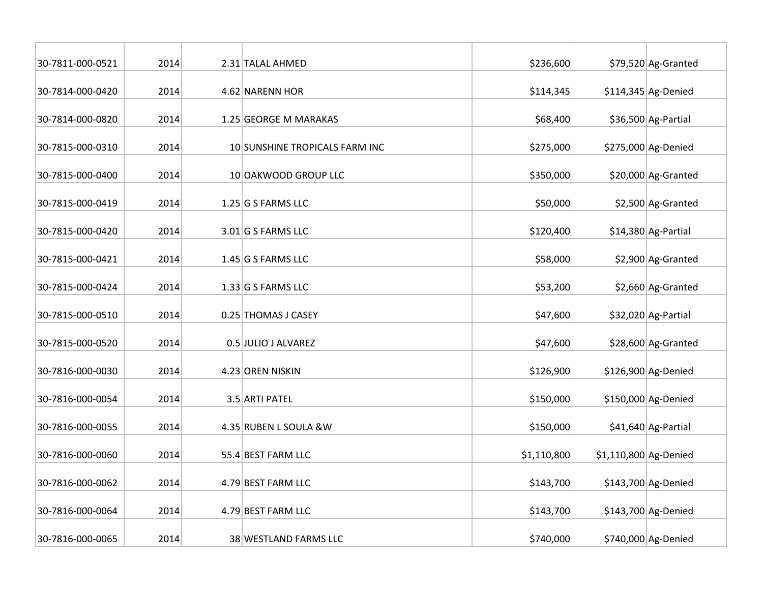| | | | | | | |
|---|---|---|---|---|---|---|
| 30-7811-000-0521 | 2014 | 2.31 | TALAL AHMED | $236,600 | $79,520 | Ag-Granted |
| 30-7814-000-0420 | 2014 | 4.62 | NARENN HOR | $114,345 | $114,345 | Ag-Denied |
| 30-7814-000-0820 | 2014 | 1.25 | GEORGE M MARAKAS | $68,400 | $36,500 | Ag-Partial |
| 30-7815-000-0310 | 2014 | 10 | SUNSHINE TROPICALS FARM INC | $275,000 | $275,000 | Ag-Denied |
| 30-7815-000-0400 | 2014 | 10 | OAKWOOD GROUP LLC | $350,000 | $20,000 | Ag-Granted |
| 30-7815-000-0419 | 2014 | 1.25 | G S FARMS LLC | $50,000 | $2,500 | Ag-Granted |
| 30-7815-000-0420 | 2014 | 3.01 | G S FARMS LLC | $120,400 | $14,380 | Ag-Partial |
| 30-7815-000-0421 | 2014 | 1.45 | G S FARMS LLC | $58,000 | $2,900 | Ag-Granted |
| 30-7815-000-0424 | 2014 | 1.33 | G S FARMS LLC | $53,200 | $2,660 | Ag-Granted |
| 30-7815-000-0510 | 2014 | 0.25 | THOMAS J CASEY | $47,600 | $32,020 | Ag-Partial |
| 30-7815-000-0520 | 2014 | 0.5 | JULIO J ALVAREZ | $47,600 | $28,600 | Ag-Granted |
| 30-7816-000-0030 | 2014 | 4.23 | OREN NISKIN | $126,900 | $126,900 | Ag-Denied |
| 30-7816-000-0054 | 2014 | 3.5 | ARTI PATEL | $150,000 | $150,000 | Ag-Denied |
| 30-7816-000-0055 | 2014 | 4.35 | RUBEN L SOULA &W | $150,000 | $41,640 | Ag-Partial |
| 30-7816-000-0060 | 2014 | 55.4 | BEST FARM LLC | $1,110,800 | $1,110,800 | Ag-Denied |
| 30-7816-000-0062 | 2014 | 4.79 | BEST FARM LLC | $143,700 | $143,700 | Ag-Denied |
| 30-7816-000-0064 | 2014 | 4.79 | BEST FARM LLC | $143,700 | $143,700 | Ag-Denied |
| 30-7816-000-0065 | 2014 | 38 | WESTLAND FARMS LLC | $740,000 | $740,000 | Ag-Denied |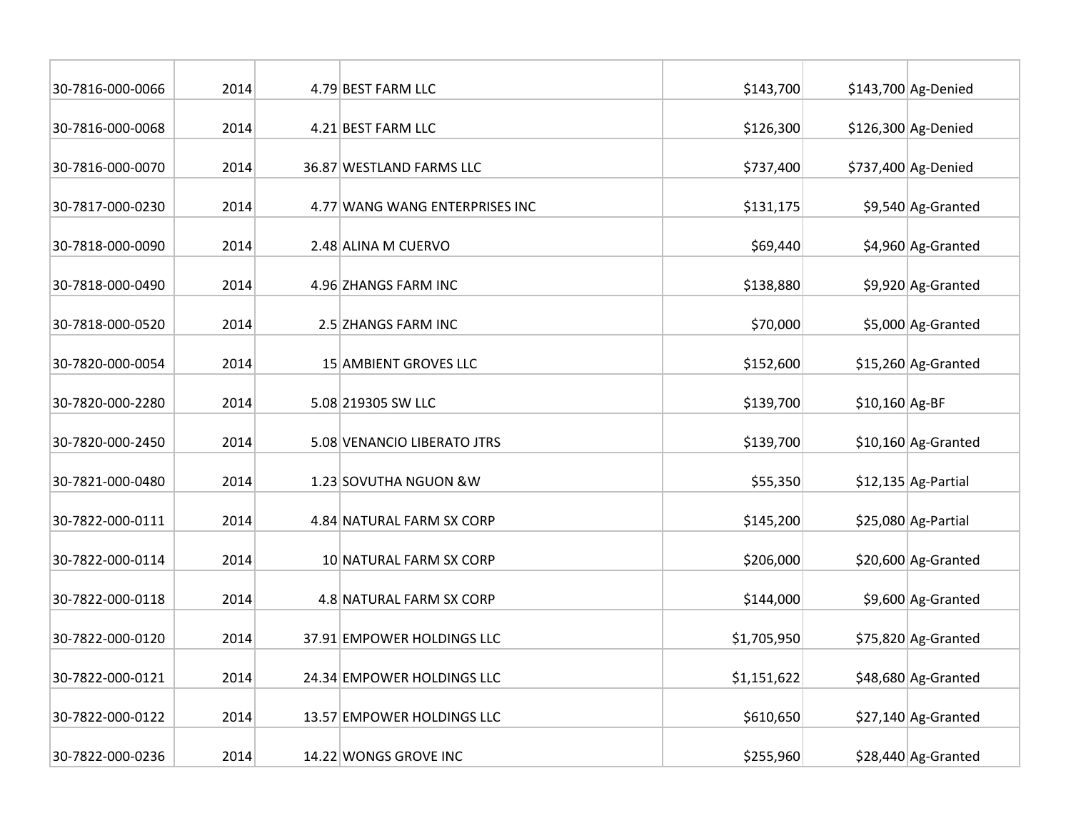| | | | | | | |
|---|---|---|---|---|---|---|
| 30-7816-000-0066 | 2014 | 4.79 | BEST FARM LLC | $143,700 | $143,700 | Ag-Denied |
| 30-7816-000-0068 | 2014 | 4.21 | BEST FARM LLC | $126,300 | $126,300 | Ag-Denied |
| 30-7816-000-0070 | 2014 | 36.87 | WESTLAND FARMS LLC | $737,400 | $737,400 | Ag-Denied |
| 30-7817-000-0230 | 2014 | 4.77 | WANG WANG ENTERPRISES INC | $131,175 | $9,540 | Ag-Granted |
| 30-7818-000-0090 | 2014 | 2.48 | ALINA M CUERVO | $69,440 | $4,960 | Ag-Granted |
| 30-7818-000-0490 | 2014 | 4.96 | ZHANGS FARM INC | $138,880 | $9,920 | Ag-Granted |
| 30-7818-000-0520 | 2014 | 2.5 | ZHANGS FARM INC | $70,000 | $5,000 | Ag-Granted |
| 30-7820-000-0054 | 2014 | 15 | AMBIENT GROVES LLC | $152,600 | $15,260 | Ag-Granted |
| 30-7820-000-2280 | 2014 | 5.08 | 219305 SW LLC | $139,700 | $10,160 | Ag-BF |
| 30-7820-000-2450 | 2014 | 5.08 | VENANCIO LIBERATO JTRS | $139,700 | $10,160 | Ag-Granted |
| 30-7821-000-0480 | 2014 | 1.23 | SOVUTHA NGUON &W | $55,350 | $12,135 | Ag-Partial |
| 30-7822-000-0111 | 2014 | 4.84 | NATURAL FARM SX CORP | $145,200 | $25,080 | Ag-Partial |
| 30-7822-000-0114 | 2014 | 10 | NATURAL FARM SX CORP | $206,000 | $20,600 | Ag-Granted |
| 30-7822-000-0118 | 2014 | 4.8 | NATURAL FARM SX CORP | $144,000 | $9,600 | Ag-Granted |
| 30-7822-000-0120 | 2014 | 37.91 | EMPOWER HOLDINGS LLC | $1,705,950 | $75,820 | Ag-Granted |
| 30-7822-000-0121 | 2014 | 24.34 | EMPOWER HOLDINGS LLC | $1,151,622 | $48,680 | Ag-Granted |
| 30-7822-000-0122 | 2014 | 13.57 | EMPOWER HOLDINGS LLC | $610,650 | $27,140 | Ag-Granted |
| 30-7822-000-0236 | 2014 | 14.22 | WONGS GROVE INC | $255,960 | $28,440 | Ag-Granted |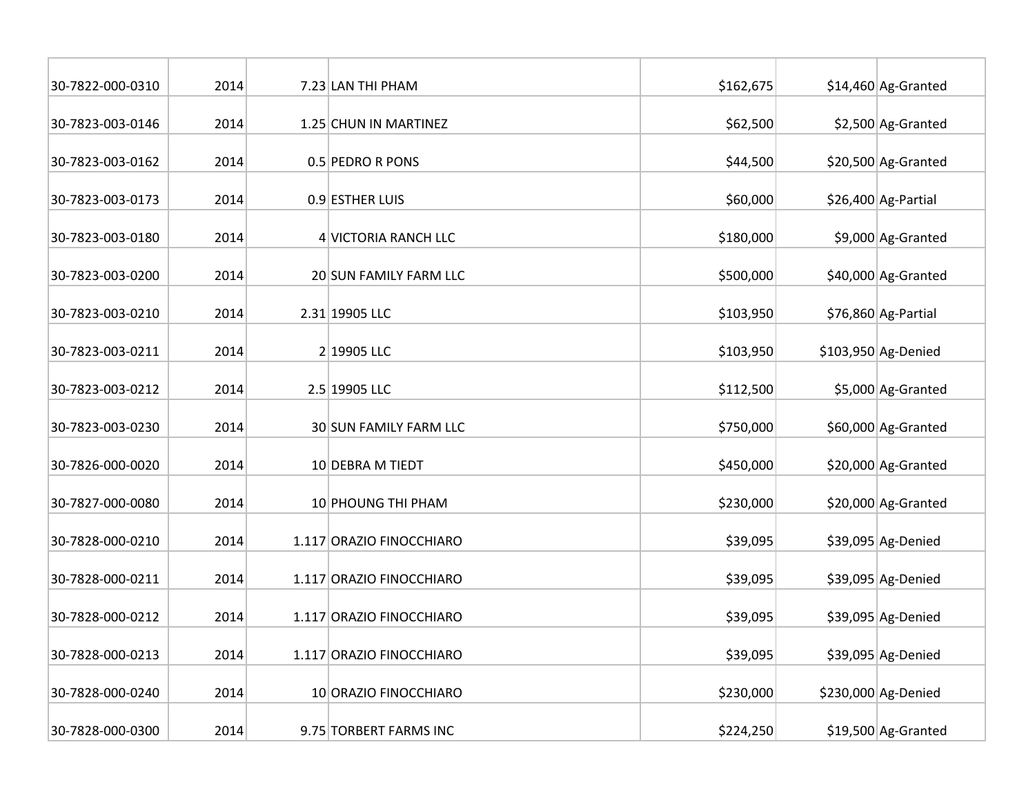| | | | | | | |
|---|---|---|---|---|---|---|
| 30-7822-000-0310 | 2014 | 7.23 | LAN THI PHAM | $162,675 | $14,460 | Ag-Granted |
| 30-7823-003-0146 | 2014 | 1.25 | CHUN IN MARTINEZ | $62,500 | $2,500 | Ag-Granted |
| 30-7823-003-0162 | 2014 | 0.5 | PEDRO R PONS | $44,500 | $20,500 | Ag-Granted |
| 30-7823-003-0173 | 2014 | 0.9 | ESTHER LUIS | $60,000 | $26,400 | Ag-Partial |
| 30-7823-003-0180 | 2014 | 4 | VICTORIA RANCH LLC | $180,000 | $9,000 | Ag-Granted |
| 30-7823-003-0200 | 2014 | 20 | SUN FAMILY FARM LLC | $500,000 | $40,000 | Ag-Granted |
| 30-7823-003-0210 | 2014 | 2.31 | 19905 LLC | $103,950 | $76,860 | Ag-Partial |
| 30-7823-003-0211 | 2014 | 2 | 19905 LLC | $103,950 | $103,950 | Ag-Denied |
| 30-7823-003-0212 | 2014 | 2.5 | 19905 LLC | $112,500 | $5,000 | Ag-Granted |
| 30-7823-003-0230 | 2014 | 30 | SUN FAMILY FARM LLC | $750,000 | $60,000 | Ag-Granted |
| 30-7826-000-0020 | 2014 | 10 | DEBRA M TIEDT | $450,000 | $20,000 | Ag-Granted |
| 30-7827-000-0080 | 2014 | 10 | PHOUNG THI PHAM | $230,000 | $20,000 | Ag-Granted |
| 30-7828-000-0210 | 2014 | 1.117 | ORAZIO FINOCCHIARO | $39,095 | $39,095 | Ag-Denied |
| 30-7828-000-0211 | 2014 | 1.117 | ORAZIO FINOCCHIARO | $39,095 | $39,095 | Ag-Denied |
| 30-7828-000-0212 | 2014 | 1.117 | ORAZIO FINOCCHIARO | $39,095 | $39,095 | Ag-Denied |
| 30-7828-000-0213 | 2014 | 1.117 | ORAZIO FINOCCHIARO | $39,095 | $39,095 | Ag-Denied |
| 30-7828-000-0240 | 2014 | 10 | ORAZIO FINOCCHIARO | $230,000 | $230,000 | Ag-Denied |
| 30-7828-000-0300 | 2014 | 9.75 | TORBERT FARMS INC | $224,250 | $19,500 | Ag-Granted |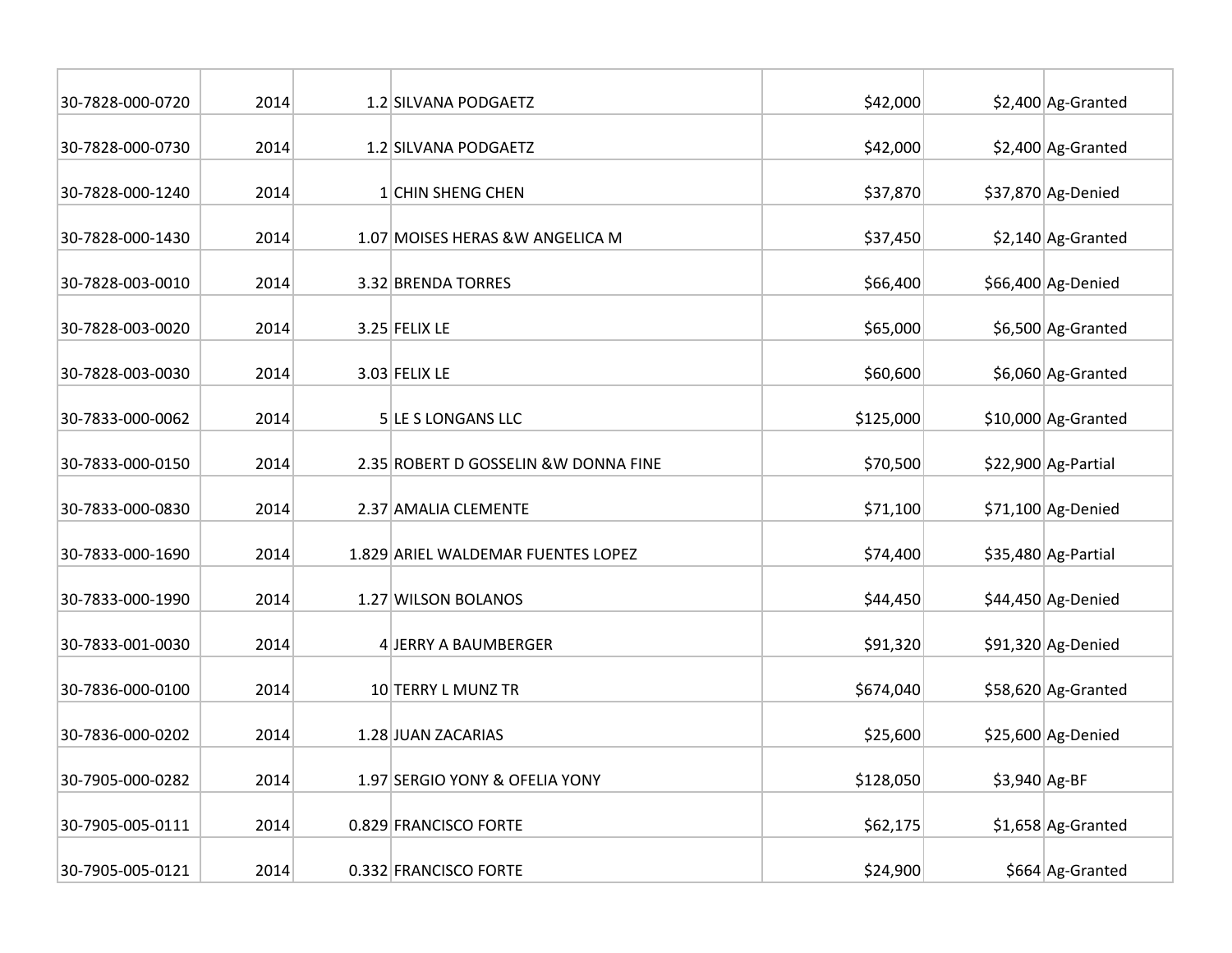| | | | | | | |
|---|---|---|---|---|---|---|
| 30-7828-000-0720 | 2014 | 1.2 | SILVANA PODGAETZ | $42,000 | $2,400 | Ag-Granted |
| 30-7828-000-0730 | 2014 | 1.2 | SILVANA PODGAETZ | $42,000 | $2,400 | Ag-Granted |
| 30-7828-000-1240 | 2014 | 1 | CHIN SHENG CHEN | $37,870 | $37,870 | Ag-Denied |
| 30-7828-000-1430 | 2014 | 1.07 | MOISES HERAS &W ANGELICA M | $37,450 | $2,140 | Ag-Granted |
| 30-7828-003-0010 | 2014 | 3.32 | BRENDA TORRES | $66,400 | $66,400 | Ag-Denied |
| 30-7828-003-0020 | 2014 | 3.25 | FELIX LE | $65,000 | $6,500 | Ag-Granted |
| 30-7828-003-0030 | 2014 | 3.03 | FELIX LE | $60,600 | $6,060 | Ag-Granted |
| 30-7833-000-0062 | 2014 | 5 | LE S LONGANS LLC | $125,000 | $10,000 | Ag-Granted |
| 30-7833-000-0150 | 2014 | 2.35 | ROBERT D GOSSELIN &W DONNA FINE | $70,500 | $22,900 | Ag-Partial |
| 30-7833-000-0830 | 2014 | 2.37 | AMALIA CLEMENTE | $71,100 | $71,100 | Ag-Denied |
| 30-7833-000-1690 | 2014 | 1.829 | ARIEL WALDEMAR FUENTES LOPEZ | $74,400 | $35,480 | Ag-Partial |
| 30-7833-000-1990 | 2014 | 1.27 | WILSON BOLANOS | $44,450 | $44,450 | Ag-Denied |
| 30-7833-001-0030 | 2014 | 4 | JERRY A BAUMBERGER | $91,320 | $91,320 | Ag-Denied |
| 30-7836-000-0100 | 2014 | 10 | TERRY L MUNZ TR | $674,040 | $58,620 | Ag-Granted |
| 30-7836-000-0202 | 2014 | 1.28 | JUAN ZACARIAS | $25,600 | $25,600 | Ag-Denied |
| 30-7905-000-0282 | 2014 | 1.97 | SERGIO YONY & OFELIA YONY | $128,050 | $3,940 | Ag-BF |
| 30-7905-005-0111 | 2014 | 0.829 | FRANCISCO FORTE | $62,175 | $1,658 | Ag-Granted |
| 30-7905-005-0121 | 2014 | 0.332 | FRANCISCO FORTE | $24,900 | $664 | Ag-Granted |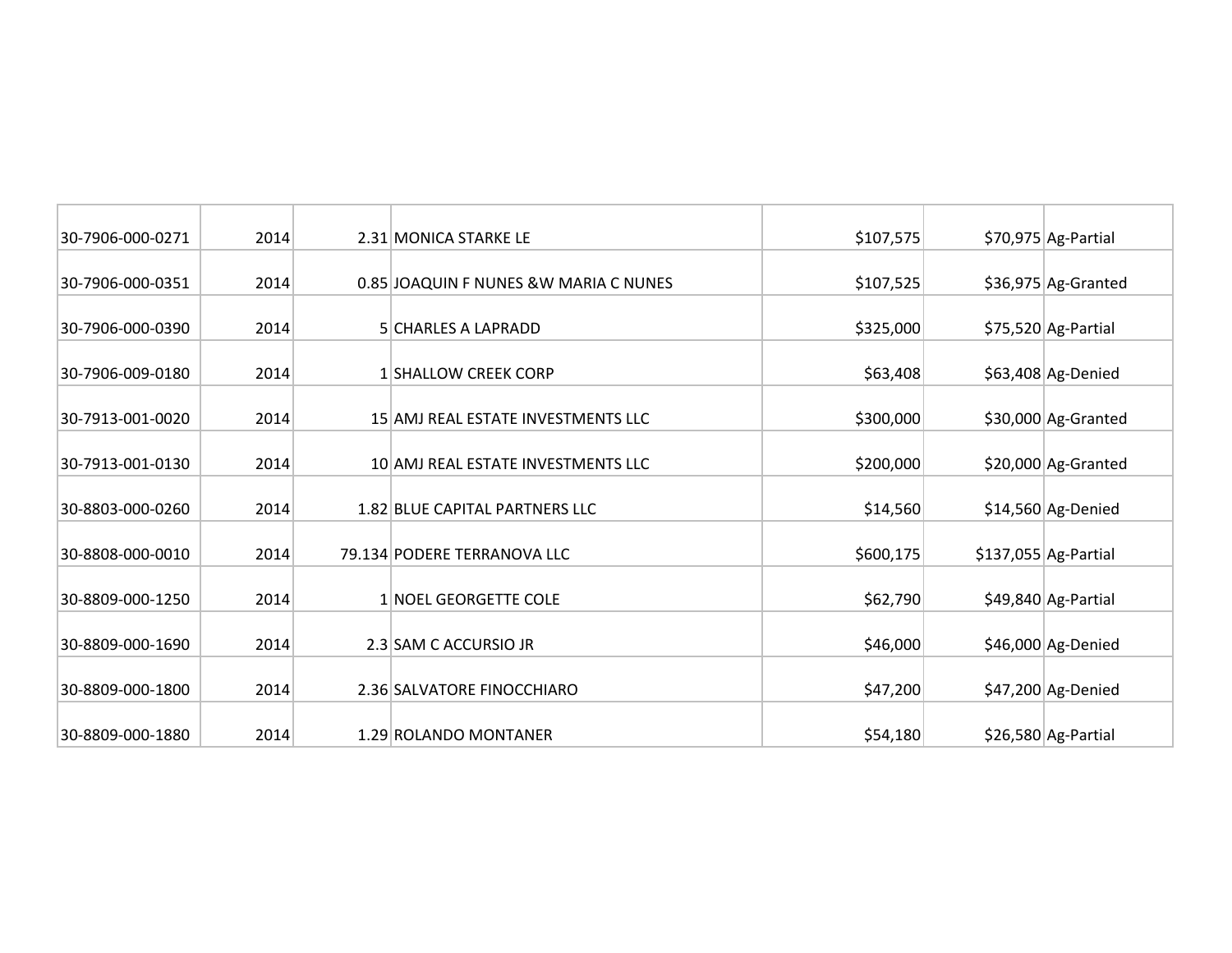| | | | | | | |
|---|---|---|---|---|---|---|
| 30-7906-000-0271 | 2014 | 2.31 | MONICA STARKE LE | $107,575 | $70,975 | Ag-Partial |
| 30-7906-000-0351 | 2014 | 0.85 | JOAQUIN F NUNES &W MARIA C NUNES | $107,525 | $36,975 | Ag-Granted |
| 30-7906-000-0390 | 2014 | 5 | CHARLES A LAPRADD | $325,000 | $75,520 | Ag-Partial |
| 30-7906-009-0180 | 2014 | 1 | SHALLOW CREEK CORP | $63,408 | $63,408 | Ag-Denied |
| 30-7913-001-0020 | 2014 | 15 | AMJ REAL ESTATE INVESTMENTS LLC | $300,000 | $30,000 | Ag-Granted |
| 30-7913-001-0130 | 2014 | 10 | AMJ REAL ESTATE INVESTMENTS LLC | $200,000 | $20,000 | Ag-Granted |
| 30-8803-000-0260 | 2014 | 1.82 | BLUE CAPITAL PARTNERS LLC | $14,560 | $14,560 | Ag-Denied |
| 30-8808-000-0010 | 2014 | 79.134 | PODERE TERRANOVA LLC | $600,175 | $137,055 | Ag-Partial |
| 30-8809-000-1250 | 2014 | 1 | NOEL GEORGETTE COLE | $62,790 | $49,840 | Ag-Partial |
| 30-8809-000-1690 | 2014 | 2.3 | SAM C ACCURSIO JR | $46,000 | $46,000 | Ag-Denied |
| 30-8809-000-1800 | 2014 | 2.36 | SALVATORE FINOCCHIARO | $47,200 | $47,200 | Ag-Denied |
| 30-8809-000-1880 | 2014 | 1.29 | ROLANDO MONTANER | $54,180 | $26,580 | Ag-Partial |